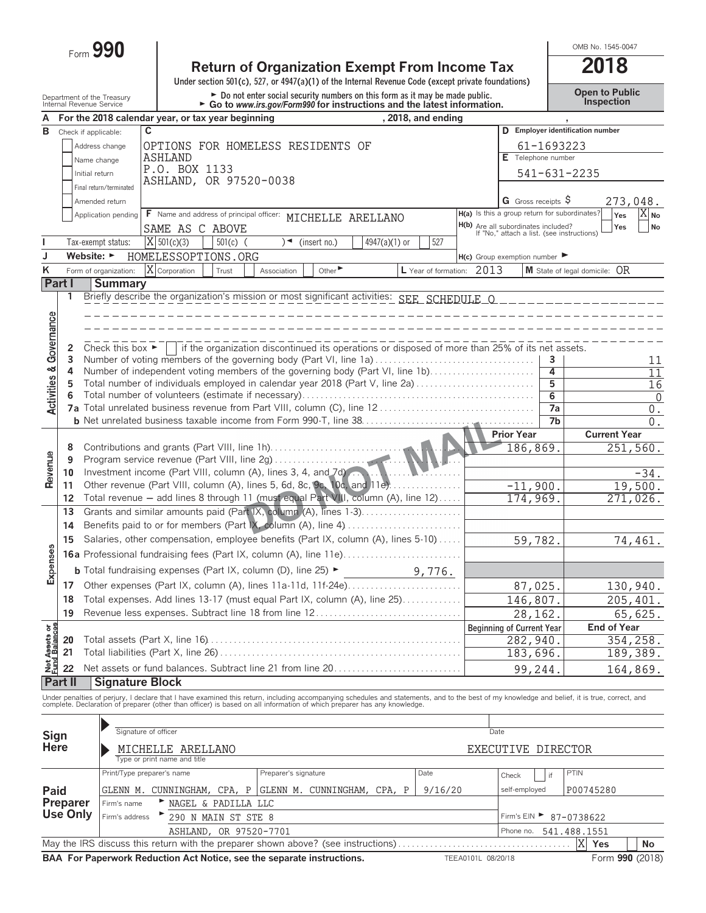Form **990**

# Return of Organization Exempt From Income Tax

**2018**

Under section 501(c), 527, or 4947(a)(1) of the Internal Revenue Code (except private foundations)

► Do not enter social security numbers on this form as it may be made public.
► Go to *www.irs.gov/Form990* for instructions and the latest information.

OMB No. 1545-0047

**Open to Public Inspection**

Department of the Treasury
Internal Revenue Service

**A** For the 2018 calendar year, or tax year beginning , 2018, and ending ,

**B** Check if applicable:
- Address change
- Name change
- Initial return
- Final return/terminated
- Amended return
- Application pending

**C** OPTIONS FOR HOMELESS RESIDENTS OF ASHLAND
P.O. BOX 1133
ASHLAND, OR 97520-0038

**D** Employer identification number: 61-1693223

**E** Telephone number: 541-631-2235

**G** Gross receipts $ 273,048.

**F** Name and address of principal officer: MICHELLE ARELLANO
SAME AS C ABOVE

**H(a)** Is this a group return for subordinates? Yes [ ] No [X]

**H(b)** Are all subordinates included? Yes [ ] No [ ]
If "No," attach a list. (see instructions)

**I** Tax-exempt status: [X] 501(c)(3) [ ] 501(c) ( ) ◄ (insert no.) [ ] 4947(a)(1) or [ ] 527

**J** Website: ► HOMELESSOPTIONS.ORG

**H(c)** Group exemption number ►

**K** Form of organization: [X] Corporation [ ] Trust [ ] Association [ ] Other ►

**L** Year of formation: 2013

**M** State of legal domicile: OR

## Part I Summary

**Activities & Governance**

1 Briefly describe the organization's mission or most significant activities: SEE SCHEDULE O

2 Check this box ► [ ] if the organization discontinued its operations or disposed of more than 25% of its net assets.

| | | | |
|---|---|---|---|
| 3 | Number of voting members of the governing body (Part VI, line 1a) | 3 | 11 |
| 4 | Number of independent voting members of the governing body (Part VI, line 1b) | 4 | 11 |
| 5 | Total number of individuals employed in calendar year 2018 (Part V, line 2a) | 5 | 16 |
| 6 | Total number of volunteers (estimate if necessary) | 6 | 0 |
| 7a | Total unrelated business revenue from Part VIII, column (C), line 12 | 7a | 0. |
| b | Net unrelated business taxable income from Form 990-T, line 38 | 7b | 0. |

| | | Prior Year | Current Year |
|---|---|---|---|
| **Revenue** | | | |
| 8 | Contributions and grants (Part VIII, line 1h) | 186,869. | 251,560. |
| 9 | Program service revenue (Part VIII, line 2g) | | |
| 10 | Investment income (Part VIII, column (A), lines 3, 4, and 7d) | | -34. |
| 11 | Other revenue (Part VIII, column (A), lines 5, 6d, 8c, 9c, 10c, and 11e) | -11,900. | 19,500. |
| 12 | Total revenue — add lines 8 through 11 (must equal Part VIII, column (A), line 12) | 174,969. | 271,026. |
| **Expenses** | | | |
| 13 | Grants and similar amounts paid (Part IX, column (A), lines 1-3) | | |
| 14 | Benefits paid to or for members (Part IX, column (A), line 4) | | |
| 15 | Salaries, other compensation, employee benefits (Part IX, column (A), lines 5-10) | 59,782. | 74,461. |
| 16a | Professional fundraising fees (Part IX, column (A), line 11e) | | |
| b | Total fundraising expenses (Part IX, column (D), line 25) ► 9,776. | | |
| 17 | Other expenses (Part IX, column (A), lines 11a-11d, 11f-24e) | 87,025. | 130,940. |
| 18 | Total expenses. Add lines 13-17 (must equal Part IX, column (A), line 25) | 146,807. | 205,401. |
| 19 | Revenue less expenses. Subtract line 18 from line 12 | 28,162. | 65,625. |

| **Net Assets or Fund Balances** | | Beginning of Current Year | End of Year |
|---|---|---|---|
| 20 | Total assets (Part X, line 16) | 282,940. | 354,258. |
| 21 | Total liabilities (Part X, line 26) | 183,696. | 189,389. |
| 22 | Net assets or fund balances. Subtract line 21 from line 20 | 99,244. | 164,869. |

DO NOT MAIL

## Part II Signature Block

Under penalties of perjury, I declare that I have examined this return, including accompanying schedules and statements, and to the best of my knowledge and belief, it is true, correct, and complete. Declaration of preparer (other than officer) is based on all information of which preparer has any knowledge.

**Sign Here**

► Signature of officer — Date

► MICHELLE ARELLANO — EXECUTIVE DIRECTOR
Type or print name and title

**Paid Preparer Use Only**

| Print/Type preparer's name | Preparer's signature | Date | Check [ ] if self-employed | PTIN |
|---|---|---|---|---|
| GLENN M. CUNNINGHAM, CPA, P | GLENN M. CUNNINGHAM, CPA, P | 9/16/20 | | P00745280 |

Firm's name ► NAGEL & PADILLA LLC

Firm's address ► 290 N MAIN ST STE 8, ASHLAND, OR 97520-7701

Firm's EIN ► 87-0738622

Phone no. 541.488.1551

May the IRS discuss this return with the preparer shown above? (see instructions) [X] Yes [ ] No

**BAA For Paperwork Reduction Act Notice, see the separate instructions.** TEEA0101L 08/20/18 Form **990** (2018)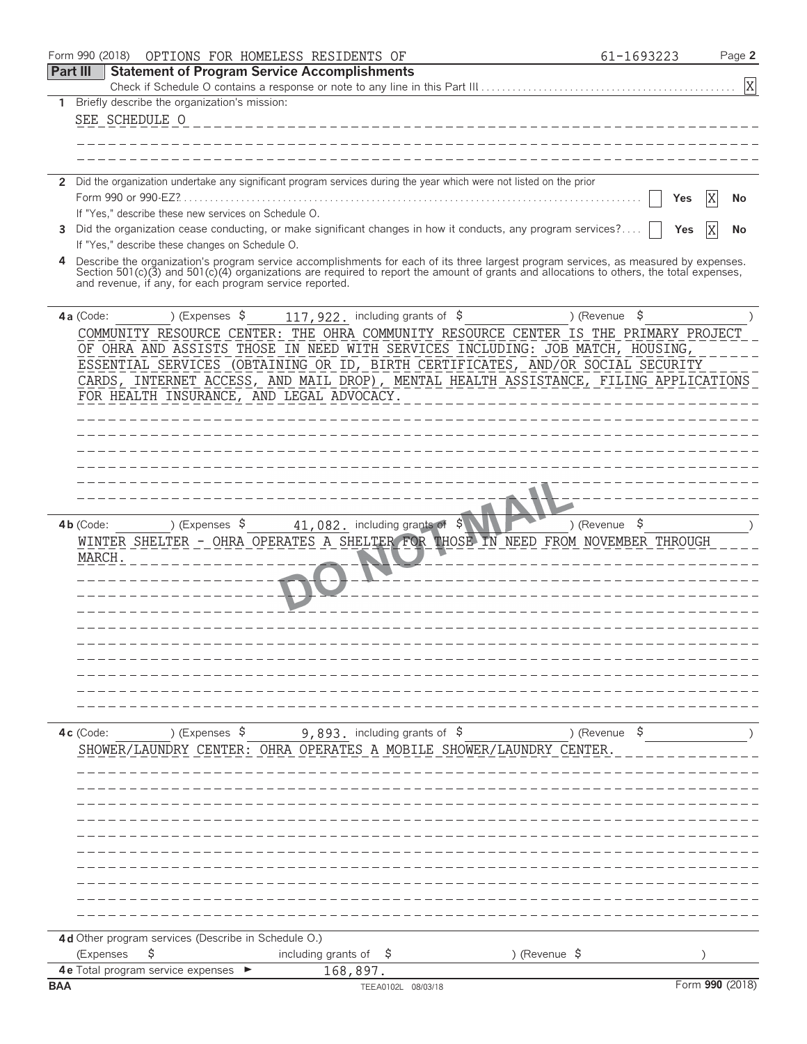Form 990 (2018) OPTIONS FOR HOMELESS RESIDENTS OF 61-1693223 Page 2

## Part III Statement of Program Service Accomplishments

Check if Schedule O contains a response or note to any line in this Part III . . . . . . [X]

**1** Briefly describe the organization's mission:

SEE SCHEDULE O

**2** Did the organization undertake any significant program services during the year which were not listed on the prior Form 990 or 990-EZ? . . . . . . [ ] Yes [X] No

If "Yes," describe these new services on Schedule O.

**3** Did the organization cease conducting, or make significant changes in how it conducts, any program services? . . . . [ ] Yes [X] No

If "Yes," describe these changes on Schedule O.

**4** Describe the organization's program service accomplishments for each of its three largest program services, as measured by expenses. Section 501(c)(3) and 501(c)(4) organizations are required to report the amount of grants and allocations to others, the total expenses, and revenue, if any, for each program service reported.

**4a** (Code: ) (Expenses $ 117,922. including grants of $ ) (Revenue $ )

COMMUNITY RESOURCE CENTER: THE OHRA COMMUNITY RESOURCE CENTER IS THE PRIMARY PROJECT OF OHRA AND ASSISTS THOSE IN NEED WITH SERVICES INCLUDING: JOB MATCH, HOUSING, ESSENTIAL SERVICES (OBTAINING OR ID, BIRTH CERTIFICATES, AND/OR SOCIAL SECURITY CARDS, INTERNET ACCESS, AND MAIL DROP), MENTAL HEALTH ASSISTANCE, FILING APPLICATIONS FOR HEALTH INSURANCE, AND LEGAL ADVOCACY.

**4b** (Code: ) (Expenses $ 41,082. including grants of $ ) (Revenue $ )

WINTER SHELTER - OHRA OPERATES A SHELTER FOR THOSE IN NEED FROM NOVEMBER THROUGH MARCH.

**4c** (Code: ) (Expenses $ 9,893. including grants of $ ) (Revenue $ )

SHOWER/LAUNDRY CENTER: OHRA OPERATES A MOBILE SHOWER/LAUNDRY CENTER.

**4d** Other program services (Describe in Schedule O.)

(Expenses $ including grants of $ ) (Revenue $ )

**4e** Total program service expenses ► 168,897.

BAA TEEA0102L 08/03/18 Form **990** (2018)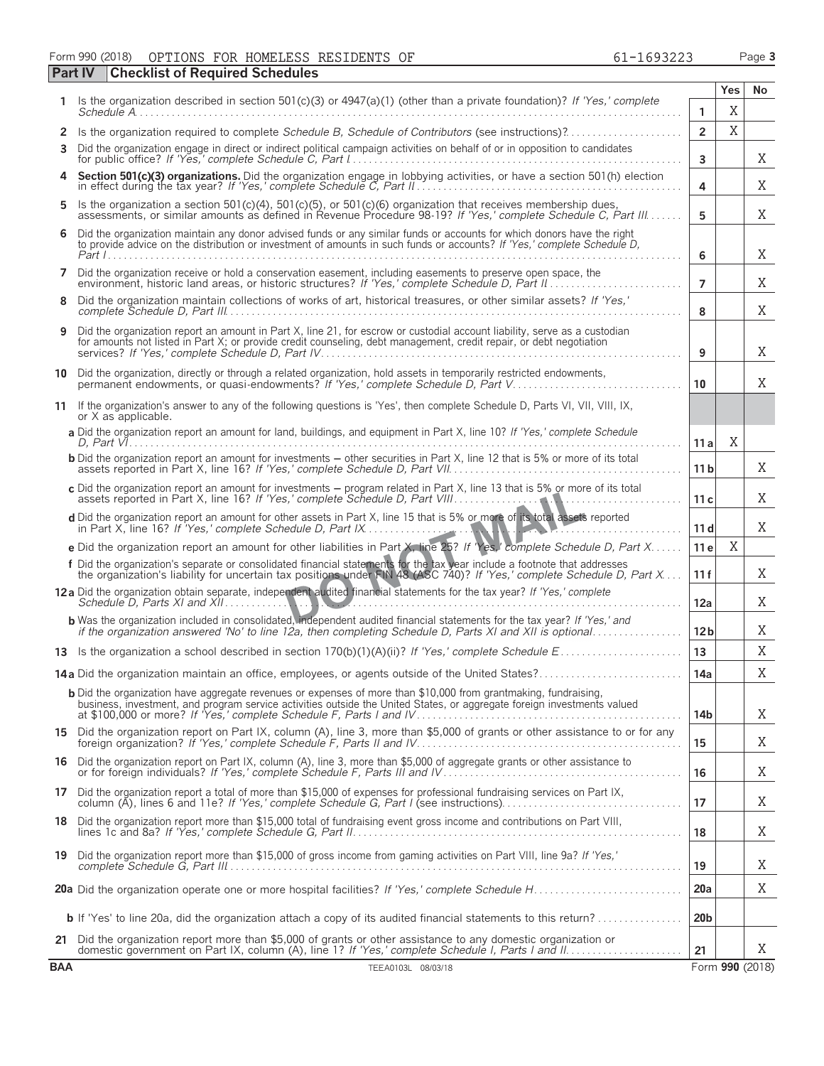Form 990 (2018) OPTIONS FOR HOMELESS RESIDENTS OF 61-1693223

## Part IV Checklist of Required Schedules

| | | | Yes | No |
|---|---|---|---|---|
| 1 | Is the organization described in section 501(c)(3) or 4947(a)(1) (other than a private foundation)? *If 'Yes,' complete Schedule A* | 1 | X | |
| 2 | Is the organization required to complete *Schedule B, Schedule of Contributors* (see instructions)? | 2 | X | |
| 3 | Did the organization engage in direct or indirect political campaign activities on behalf of or in opposition to candidates for public office? *If 'Yes,' complete Schedule C, Part I* | 3 | | X |
| 4 | **Section 501(c)(3) organizations.** Did the organization engage in lobbying activities, or have a section 501(h) election in effect during the tax year? *If 'Yes,' complete Schedule C, Part II* | 4 | | X |
| 5 | Is the organization a section 501(c)(4), 501(c)(5), or 501(c)(6) organization that receives membership dues, assessments, or similar amounts as defined in Revenue Procedure 98-19? *If 'Yes,' complete Schedule C, Part III* | 5 | | X |
| 6 | Did the organization maintain any donor advised funds or any similar funds or accounts for which donors have the right to provide advice on the distribution or investment of amounts in such funds or accounts? *If 'Yes,' complete Schedule D, Part I* | 6 | | X |
| 7 | Did the organization receive or hold a conservation easement, including easements to preserve open space, the environment, historic land areas, or historic structures? *If 'Yes,' complete Schedule D, Part II* | 7 | | X |
| 8 | Did the organization maintain collections of works of art, historical treasures, or other similar assets? *If 'Yes,' complete Schedule D, Part III* | 8 | | X |
| 9 | Did the organization report an amount in Part X, line 21, for escrow or custodial account liability, serve as a custodian for amounts not listed in Part X; or provide credit counseling, debt management, credit repair, or debt negotiation services? *If 'Yes,' complete Schedule D, Part IV* | 9 | | X |
| 10 | Did the organization, directly or through a related organization, hold assets in temporarily restricted endowments, permanent endowments, or quasi-endowments? *If 'Yes,' complete Schedule D, Part V* | 10 | | X |
| 11 | If the organization's answer to any of the following questions is 'Yes', then complete Schedule D, Parts VI, VII, VIII, IX, or X as applicable. | | | |
| | **a** Did the organization report an amount for land, buildings, and equipment in Part X, line 10? *If 'Yes,' complete Schedule D, Part VI* | 11a | X | |
| | **b** Did the organization report an amount for investments – other securities in Part X, line 12 that is 5% or more of its total assets reported in Part X, line 16? *If 'Yes,' complete Schedule D, Part VII* | 11b | | X |
| | **c** Did the organization report an amount for investments – program related in Part X, line 13 that is 5% or more of its total assets reported in Part X, line 16? *If 'Yes,' complete Schedule D, Part VIII* | 11c | | X |
| | **d** Did the organization report an amount for other assets in Part X, line 15 that is 5% or more of its total assets reported in Part X, line 16? *If 'Yes,' complete Schedule D, Part IX* | 11d | | X |
| | **e** Did the organization report an amount for other liabilities in Part X, line 25? *If 'Yes,' complete Schedule D, Part X* | 11e | X | |
| | **f** Did the organization's separate or consolidated financial statements for the tax year include a footnote that addresses the organization's liability for uncertain tax positions under FIN 48 (ASC 740)? *If 'Yes,' complete Schedule D, Part X* | 11f | | X |
| 12a | Did the organization obtain separate, independent audited financial statements for the tax year? *If 'Yes,' complete Schedule D, Parts XI and XII* | 12a | | X |
| | **b** Was the organization included in consolidated, independent audited financial statements for the tax year? *If 'Yes,' and if the organization answered 'No' to line 12a, then completing Schedule D, Parts XI and XII is optional* | 12b | | X |
| 13 | Is the organization a school described in section 170(b)(1)(A)(ii)? *If 'Yes,' complete Schedule E* | 13 | | X |
| 14a | Did the organization maintain an office, employees, or agents outside of the United States? | 14a | | X |
| | **b** Did the organization have aggregate revenues or expenses of more than $10,000 from grantmaking, fundraising, business, investment, and program service activities outside the United States, or aggregate foreign investments valued at $100,000 or more? *If 'Yes,' complete Schedule F, Parts I and IV* | 14b | | X |
| 15 | Did the organization report on Part IX, column (A), line 3, more than $5,000 of grants or other assistance to or for any foreign organization? *If 'Yes,' complete Schedule F, Parts II and IV* | 15 | | X |
| 16 | Did the organization report on Part IX, column (A), line 3, more than $5,000 of aggregate grants or other assistance to or for foreign individuals? *If 'Yes,' complete Schedule F, Parts III and IV* | 16 | | X |
| 17 | Did the organization report a total of more than $15,000 of expenses for professional fundraising services on Part IX, column (A), lines 6 and 11e? *If 'Yes,' complete Schedule G, Part I* (see instructions) | 17 | | X |
| 18 | Did the organization report more than $15,000 total of fundraising event gross income and contributions on Part VIII, lines 1c and 8a? *If 'Yes,' complete Schedule G, Part II* | 18 | | X |
| 19 | Did the organization report more than $15,000 of gross income from gaming activities on Part VIII, line 9a? *If 'Yes,' complete Schedule G, Part III* | 19 | | X |
| 20a | Did the organization operate one or more hospital facilities? *If 'Yes,' complete Schedule H* | 20a | | X |
| | **b** If 'Yes' to line 20a, did the organization attach a copy of its audited financial statements to this return? | 20b | | |
| 21 | Did the organization report more than $5,000 of grants or other assistance to any domestic organization or domestic government on Part IX, column (A), line 1? *If 'Yes,' complete Schedule I, Parts I and II* | 21 | | X |

BAA TEEA0103L 08/03/18 Form **990** (2018)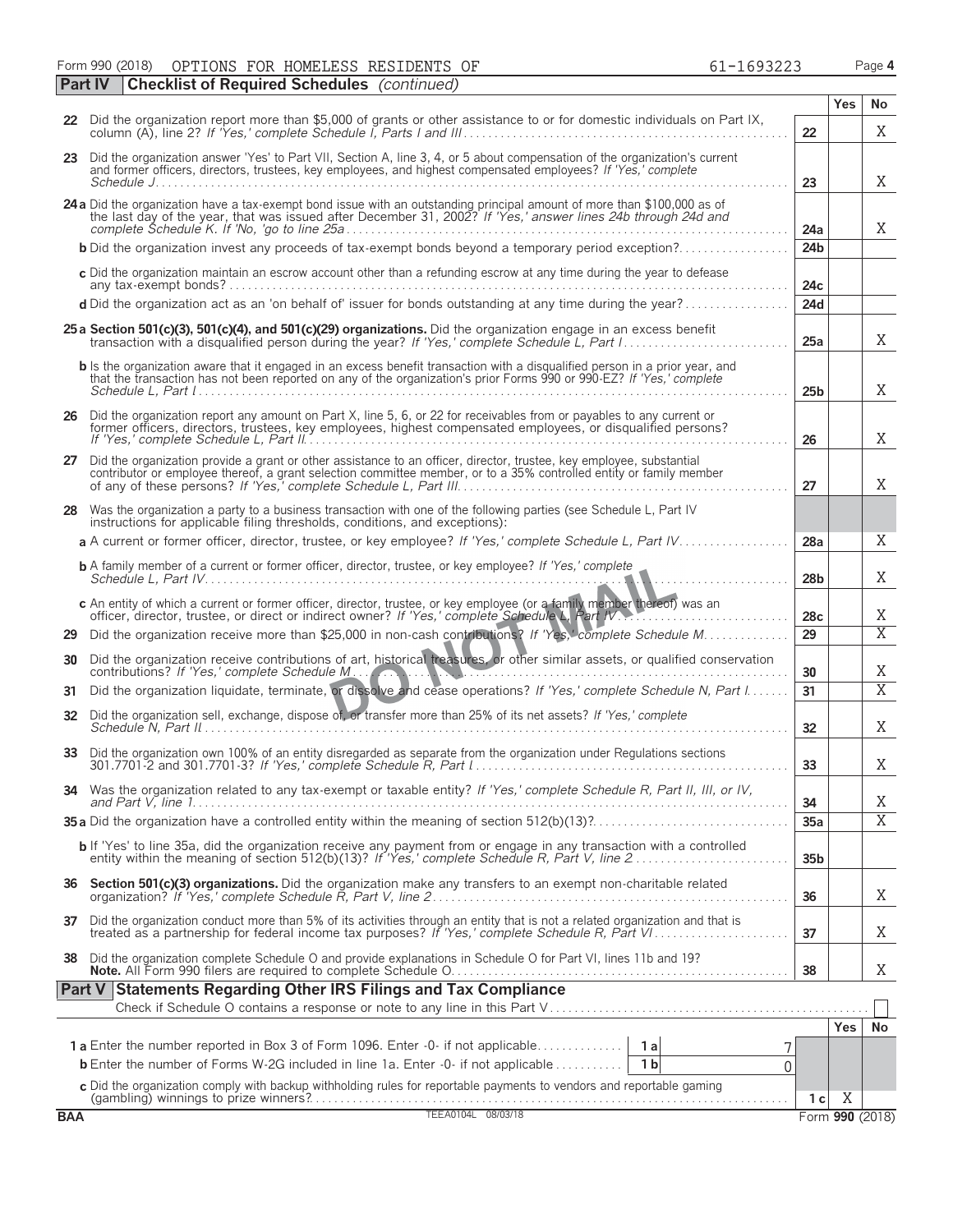Form 990 (2018) OPTIONS FOR HOMELESS RESIDENTS OF 61-1693223

## Part IV Checklist of Required Schedules *(continued)*

| | | Line | Yes | No |
|---|---|---|---|---|
| 22 | Did the organization report more than $5,000 of grants or other assistance to or for domestic individuals on Part IX, column (A), line 2? *If 'Yes,' complete Schedule I, Parts I and III* | 22 | | X |
| 23 | Did the organization answer 'Yes' to Part VII, Section A, line 3, 4, or 5 about compensation of the organization's current and former officers, directors, trustees, key employees, and highest compensated employees? *If 'Yes,' complete Schedule J* | 23 | | X |
| 24a | Did the organization have a tax-exempt bond issue with an outstanding principal amount of more than $100,000 as of the last day of the year, that was issued after December 31, 2002? *If 'Yes,' answer lines 24b through 24d and complete Schedule K. If 'No,' go to line 25a* | 24a | | X |
| b | Did the organization invest any proceeds of tax-exempt bonds beyond a temporary period exception? | 24b | | |
| c | Did the organization maintain an escrow account other than a refunding escrow at any time during the year to defease any tax-exempt bonds? | 24c | | |
| d | Did the organization act as an 'on behalf of' issuer for bonds outstanding at any time during the year? | 24d | | |
| 25a | **Section 501(c)(3), 501(c)(4), and 501(c)(29) organizations.** Did the organization engage in an excess benefit transaction with a disqualified person during the year? *If 'Yes,' complete Schedule L, Part I* | 25a | | X |
| b | Is the organization aware that it engaged in an excess benefit transaction with a disqualified person in a prior year, and that the transaction has not been reported on any of the organization's prior Forms 990 or 990-EZ? *If 'Yes,' complete Schedule L, Part I* | 25b | | X |
| 26 | Did the organization report any amount on Part X, line 5, 6, or 22 for receivables from or payables to any current or former officers, directors, trustees, key employees, highest compensated employees, or disqualified persons? *If 'Yes,' complete Schedule L, Part II* | 26 | | X |
| 27 | Did the organization provide a grant or other assistance to an officer, director, trustee, key employee, substantial contributor or employee thereof, a grant selection committee member, or to a 35% controlled entity or family member of any of these persons? *If 'Yes,' complete Schedule L, Part III* | 27 | | X |
| 28 | Was the organization a party to a business transaction with one of the following parties (see Schedule L, Part IV instructions for applicable filing thresholds, conditions, and exceptions): | | | |
| a | A current or former officer, director, trustee, or key employee? *If 'Yes,' complete Schedule L, Part IV* | 28a | | X |
| b | A family member of a current or former officer, director, trustee, or key employee? *If 'Yes,' complete Schedule L, Part IV* | 28b | | X |
| c | An entity of which a current or former officer, director, trustee, or key employee (or a family member thereof) was an officer, director, trustee, or direct or indirect owner? *If 'Yes,' complete Schedule L, Part IV* | 28c | | X |
| 29 | Did the organization receive more than $25,000 in non-cash contributions? *If 'Yes,' complete Schedule M* | 29 | | X |
| 30 | Did the organization receive contributions of art, historical treasures, or other similar assets, or qualified conservation contributions? *If 'Yes,' complete Schedule M* | 30 | | X |
| 31 | Did the organization liquidate, terminate, or dissolve and cease operations? *If 'Yes,' complete Schedule N, Part I* | 31 | | X |
| 32 | Did the organization sell, exchange, dispose of, or transfer more than 25% of its net assets? *If 'Yes,' complete Schedule N, Part II* | 32 | | X |
| 33 | Did the organization own 100% of an entity disregarded as separate from the organization under Regulations sections 301.7701-2 and 301.7701-3? *If 'Yes,' complete Schedule R, Part I* | 33 | | X |
| 34 | Was the organization related to any tax-exempt or taxable entity? *If 'Yes,' complete Schedule R, Part II, III, or IV, and Part V, line 1* | 34 | | X |
| 35a | Did the organization have a controlled entity within the meaning of section 512(b)(13)? | 35a | | X |
| b | If 'Yes' to line 35a, did the organization receive any payment from or engage in any transaction with a controlled entity within the meaning of section 512(b)(13)? *If 'Yes,' complete Schedule R, Part V, line 2* | 35b | | |
| 36 | **Section 501(c)(3) organizations.** Did the organization make any transfers to an exempt non-charitable related organization? *If 'Yes,' complete Schedule R, Part V, line 2* | 36 | | X |
| 37 | Did the organization conduct more than 5% of its activities through an entity that is not a related organization and that is treated as a partnership for federal income tax purposes? *If 'Yes,' complete Schedule R, Part VI* | 37 | | X |
| 38 | Did the organization complete Schedule O and provide explanations in Schedule O for Part VI, lines 11b and 19? **Note.** All Form 990 filers are required to complete Schedule O. | 38 | | X |

## Part V Statements Regarding Other IRS Filings and Tax Compliance

Check if Schedule O contains a response or note to any line in this Part V ☐

| | | | Amount | Line | Yes | No |
|---|---|---|---|---|---|---|
| 1a | Enter the number reported in Box 3 of Form 1096. Enter -0- if not applicable | 1a | 7 | | | |
| b | Enter the number of Forms W-2G included in line 1a. Enter -0- if not applicable | 1b | 0 | | | |
| c | Did the organization comply with backup withholding rules for reportable payments to vendors and reportable gaming (gambling) winnings to prize winners? | | | 1c | X | |

BAA TEEA0104L 08/03/18 Form **990** (2018)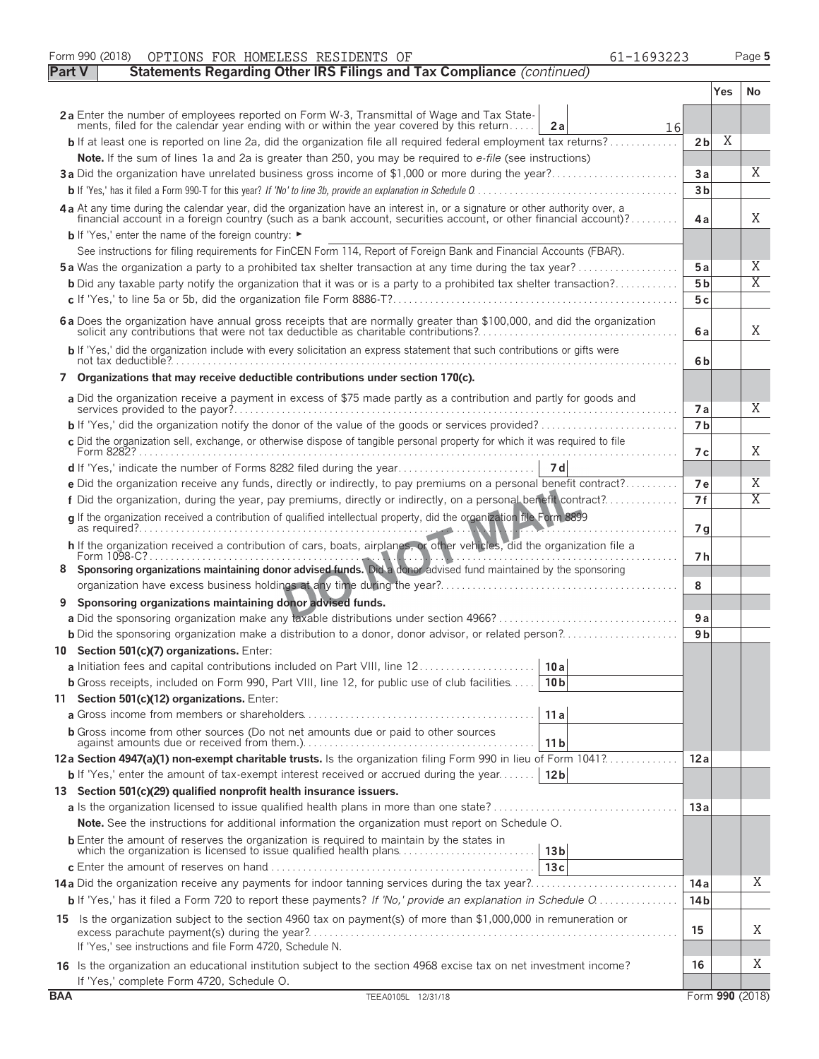Form 990 (2018) OPTIONS FOR HOMELESS RESIDENTS OF 61-1693223

**Part V — Statements Regarding Other IRS Filings and Tax Compliance** *(continued)*

| | | | Yes | No |
|---|---|---|---|---|
| **2a** Enter the number of employees reported on Form W-3, Transmittal of Wage and Tax Statements, filed for the calendar year ending with or within the year covered by this return | 2a | 16 | | |
| **b** If at least one is reported on line 2a, did the organization file all required federal employment tax returns? | 2b | | X | |
| **Note.** If the sum of lines 1a and 2a is greater than 250, you may be required to *e-file* (see instructions) | | | | |
| **3a** Did the organization have unrelated business gross income of $1,000 or more during the year? | 3a | | | X |
| **b** If 'Yes,' has it filed a Form 990-T for this year? *If 'No' to line 3b, provide an explanation in Schedule O* | 3b | | | |
| **4a** At any time during the calendar year, did the organization have an interest in, or a signature or other authority over, a financial account in a foreign country (such as a bank account, securities account, or other financial account)? | 4a | | | X |
| **b** If 'Yes,' enter the name of the foreign country: ► | | | | |
| See instructions for filing requirements for FinCEN Form 114, Report of Foreign Bank and Financial Accounts (FBAR). | | | | |
| **5a** Was the organization a party to a prohibited tax shelter transaction at any time during the tax year? | 5a | | | X |
| **b** Did any taxable party notify the organization that it was or is a party to a prohibited tax shelter transaction? | 5b | | | X |
| **c** If 'Yes,' to line 5a or 5b, did the organization file Form 8886-T? | 5c | | | |
| **6a** Does the organization have annual gross receipts that are normally greater than $100,000, and did the organization solicit any contributions that were not tax deductible as charitable contributions? | 6a | | | X |
| **b** If 'Yes,' did the organization include with every solicitation an express statement that such contributions or gifts were not tax deductible? | 6b | | | |
| **7 Organizations that may receive deductible contributions under section 170(c).** | | | | |
| **a** Did the organization receive a payment in excess of $75 made partly as a contribution and partly for goods and services provided to the payor? | 7a | | | X |
| **b** If 'Yes,' did the organization notify the donor of the value of the goods or services provided? | 7b | | | |
| **c** Did the organization sell, exchange, or otherwise dispose of tangible personal property for which it was required to file Form 8282? | 7c | | | X |
| **d** If 'Yes,' indicate the number of Forms 8282 filed during the year | 7d | | | |
| **e** Did the organization receive any funds, directly or indirectly, to pay premiums on a personal benefit contract? | 7e | | | X |
| **f** Did the organization, during the year, pay premiums, directly or indirectly, on a personal benefit contract? | 7f | | | X |
| **g** If the organization received a contribution of qualified intellectual property, did the organization file Form 8899 as required? | 7g | | | |
| **h** If the organization received a contribution of cars, boats, airplanes, or other vehicles, did the organization file a Form 1098-C? | 7h | | | |
| **8 Sponsoring organizations maintaining donor advised funds.** Did a donor advised fund maintained by the sponsoring organization have excess business holdings at any time during the year? | 8 | | | |
| **9 Sponsoring organizations maintaining donor advised funds.** | | | | |
| **a** Did the sponsoring organization make any taxable distributions under section 4966? | 9a | | | |
| **b** Did the sponsoring organization make a distribution to a donor, donor advisor, or related person? | 9b | | | |
| **10 Section 501(c)(7) organizations.** Enter: | | | | |
| **a** Initiation fees and capital contributions included on Part VIII, line 12 | 10a | | | |
| **b** Gross receipts, included on Form 990, Part VIII, line 12, for public use of club facilities | 10b | | | |
| **11 Section 501(c)(12) organizations.** Enter: | | | | |
| **a** Gross income from members or shareholders | 11a | | | |
| **b** Gross income from other sources (Do not net amounts due or paid to other sources against amounts due or received from them.) | 11b | | | |
| **12a Section 4947(a)(1) non-exempt charitable trusts.** Is the organization filing Form 990 in lieu of Form 1041? | 12a | | | |
| **b** If 'Yes,' enter the amount of tax-exempt interest received or accrued during the year | 12b | | | |
| **13 Section 501(c)(29) qualified nonprofit health insurance issuers.** | | | | |
| **a** Is the organization licensed to issue qualified health plans in more than one state? | 13a | | | |
| **Note.** See the instructions for additional information the organization must report on Schedule O. | | | | |
| **b** Enter the amount of reserves the organization is required to maintain by the states in which the organization is licensed to issue qualified health plans | 13b | | | |
| **c** Enter the amount of reserves on hand | 13c | | | |
| **14a** Did the organization receive any payments for indoor tanning services during the tax year? | 14a | | | X |
| **b** If 'Yes,' has it filed a Form 720 to report these payments? *If 'No,' provide an explanation in Schedule O* | 14b | | | |
| **15** Is the organization subject to the section 4960 tax on payment(s) of more than $1,000,000 in remuneration or excess parachute payment(s) during the year? If 'Yes,' see instructions and file Form 4720, Schedule N. | 15 | | | X |
| **16** Is the organization an educational institution subject to the section 4968 excise tax on net investment income? If 'Yes,' complete Form 4720, Schedule O. | 16 | | | X |

BAA TEEA0105L 12/31/18 Form **990** (2018)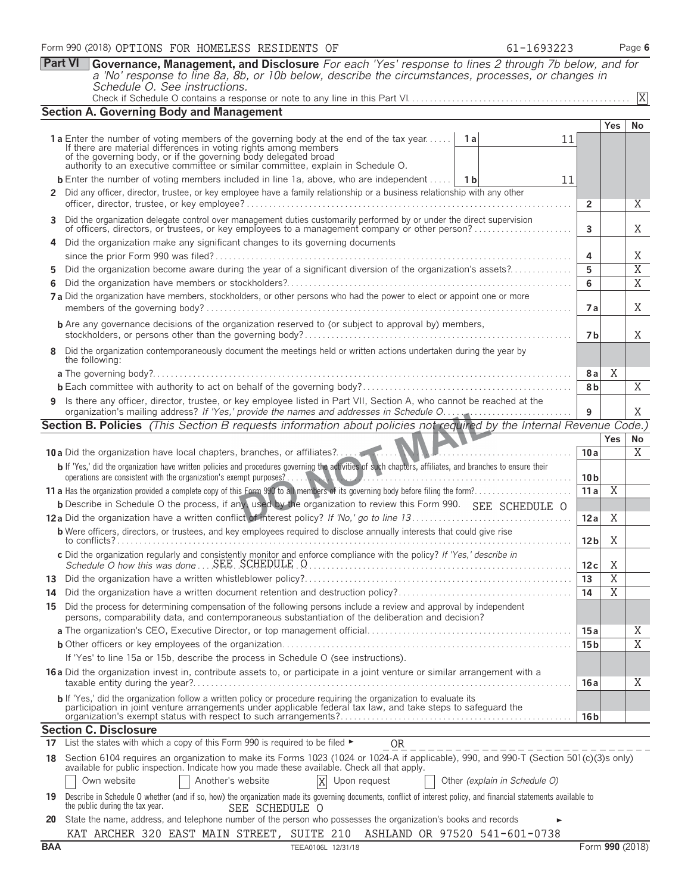Form 990 (2018) OPTIONS FOR HOMELESS RESIDENTS OF 61-1693223

## Part VI Governance, Management, and Disclosure

*For each 'Yes' response to lines 2 through 7b below, and for a 'No' response to line 8a, 8b, or 10b below, describe the circumstances, processes, or changes in Schedule O. See instructions.*

Check if Schedule O contains a response or note to any line in this Part VI. [X]

### Section A. Governing Body and Management

| | | | Yes | No |
|---|---|---|---|---|
| **1a** Enter the number of voting members of the governing body at the end of the tax year. If there are material differences in voting rights among members of the governing body, or if the governing body delegated broad authority to an executive committee or similar committee, explain in Schedule O. | 1a: 11 | | | |
| **b** Enter the number of voting members included in line 1a, above, who are independent | 1b: 11 | | | |
| **2** Did any officer, director, trustee, or key employee have a family relationship or a business relationship with any other officer, director, trustee, or key employee? | | 2 | | X |
| **3** Did the organization delegate control over management duties customarily performed by or under the direct supervision of officers, directors, or trustees, or key employees to a management company or other person? | | 3 | | X |
| **4** Did the organization make any significant changes to its governing documents since the prior Form 990 was filed? | | 4 | | X |
| **5** Did the organization become aware during the year of a significant diversion of the organization's assets? | | 5 | | X |
| **6** Did the organization have members or stockholders? | | 6 | | X |
| **7a** Did the organization have members, stockholders, or other persons who had the power to elect or appoint one or more members of the governing body? | | 7a | | X |
| **b** Are any governance decisions of the organization reserved to (or subject to approval by) members, stockholders, or persons other than the governing body? | | 7b | | X |
| **8** Did the organization contemporaneously document the meetings held or written actions undertaken during the year by the following: | | | | |
| **a** The governing body? | | 8a | X | |
| **b** Each committee with authority to act on behalf of the governing body? | | 8b | | X |
| **9** Is there any officer, director, trustee, or key employee listed in Part VII, Section A, who cannot be reached at the organization's mailing address? *If 'Yes,' provide the names and addresses in Schedule O* | | 9 | | X |

### Section B. Policies *(This Section B requests information about policies not required by the Internal Revenue Code.)*

| | | Yes | No |
|---|---|---|---|
| **10a** Did the organization have local chapters, branches, or affiliates? | 10a | | X |
| **b** If 'Yes,' did the organization have written policies and procedures governing the activities of such chapters, affiliates, and branches to ensure their operations are consistent with the organization's exempt purposes? | 10b | | |
| **11a** Has the organization provided a complete copy of this Form 990 to all members of its governing body before filing the form? | 11a | X | |
| **b** Describe in Schedule O the process, if any, used by the organization to review this Form 990. SEE SCHEDULE O | | | |
| **12a** Did the organization have a written conflict of interest policy? *If 'No,' go to line 13* | 12a | X | |
| **b** Were officers, directors, or trustees, and key employees required to disclose annually interests that could give rise to conflicts? | 12b | X | |
| **c** Did the organization regularly and consistently monitor and enforce compliance with the policy? *If 'Yes,' describe in Schedule O how this was done* SEE SCHEDULE O | 12c | X | |
| **13** Did the organization have a written whistleblower policy? | 13 | X | |
| **14** Did the organization have a written document retention and destruction policy? | 14 | X | |
| **15** Did the process for determining compensation of the following persons include a review and approval by independent persons, comparability data, and contemporaneous substantiation of the deliberation and decision? | | | |
| **a** The organization's CEO, Executive Director, or top management official | 15a | | X |
| **b** Other officers or key employees of the organization | 15b | | X |
| If 'Yes' to line 15a or 15b, describe the process in Schedule O (see instructions). | | | |
| **16a** Did the organization invest in, contribute assets to, or participate in a joint venture or similar arrangement with a taxable entity during the year? | 16a | | X |
| **b** If 'Yes,' did the organization follow a written policy or procedure requiring the organization to evaluate its participation in joint venture arrangements under applicable federal tax law, and take steps to safeguard the organization's exempt status with respect to such arrangements? | 16b | | |

### Section C. Disclosure

**17** List the states with which a copy of this Form 990 is required to be filed ► OR

**18** Section 6104 requires an organization to make its Forms 1023 (1024 or 1024-A if applicable), 990, and 990-T (Section 501(c)(3)s only) available for public inspection. Indicate how you made these available. Check all that apply.

[ ] Own website [ ] Another's website [X] Upon request [ ] Other *(explain in Schedule O)*

**19** Describe in Schedule O whether (and if so, how) the organization made its governing documents, conflict of interest policy, and financial statements available to the public during the tax year. SEE SCHEDULE O

**20** State the name, address, and telephone number of the person who possesses the organization's books and records ►

KAT ARCHER 320 EAST MAIN STREET, SUITE 210 ASHLAND OR 97520 541-601-0738

BAA TEEA0106L 12/31/18 Form **990** (2018)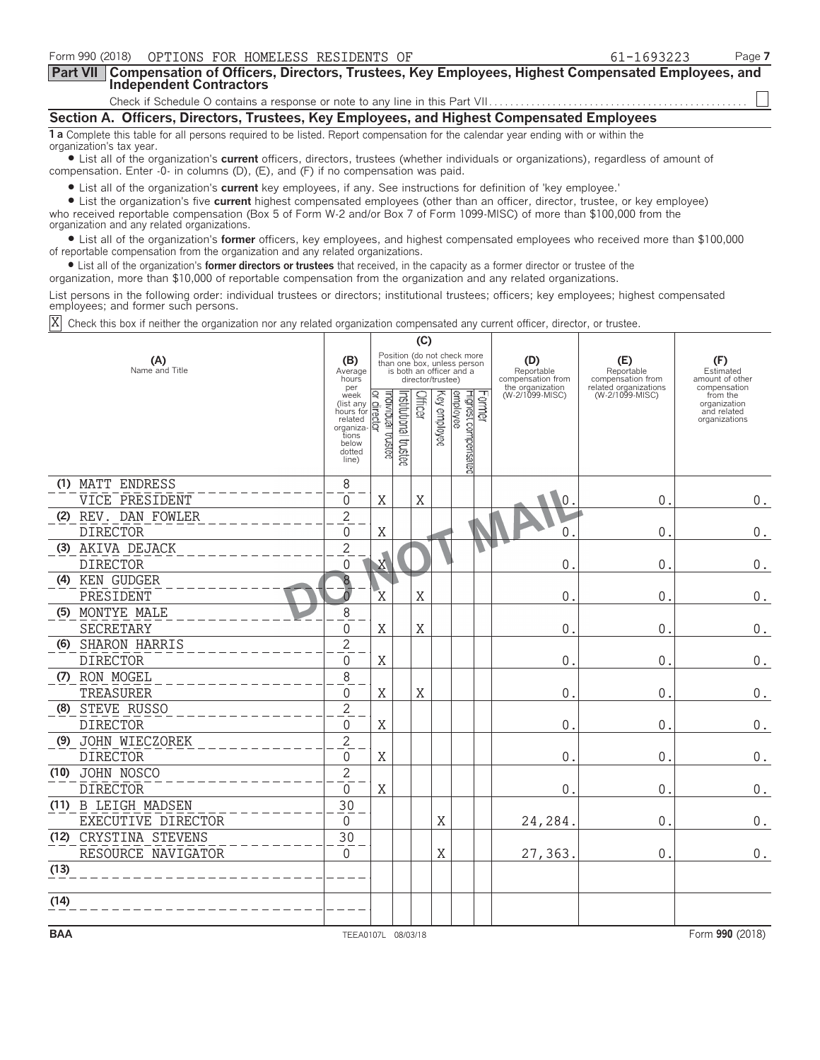Form 990 (2018) OPTIONS FOR HOMELESS RESIDENTS OF 61-1693223

## Part VII Compensation of Officers, Directors, Trustees, Key Employees, Highest Compensated Employees, and Independent Contractors

Check if Schedule O contains a response or note to any line in this Part VII . . . ☐

### Section A. Officers, Directors, Trustees, Key Employees, and Highest Compensated Employees

**1 a** Complete this table for all persons required to be listed. Report compensation for the calendar year ending with or within the organization's tax year.

- List all of the organization's **current** officers, directors, trustees (whether individuals or organizations), regardless of amount of compensation. Enter -0- in columns (D), (E), and (F) if no compensation was paid.
- List all of the organization's **current** key employees, if any. See instructions for definition of 'key employee.'
- List the organization's five **current** highest compensated employees (other than an officer, director, trustee, or key employee) who received reportable compensation (Box 5 of Form W-2 and/or Box 7 of Form 1099-MISC) of more than $100,000 from the organization and any related organizations.
- List all of the organization's **former** officers, key employees, and highest compensated employees who received more than $100,000 of reportable compensation from the organization and any related organizations.
- List all of the organization's **former directors or trustees** that received, in the capacity as a former director or trustee of the organization, more than $10,000 of reportable compensation from the organization and any related organizations.

List persons in the following order: individual trustees or directors; institutional trustees; officers; key employees; highest compensated employees; and former such persons.

X Check this box if neither the organization nor any related organization compensated any current officer, director, or trustee.

| (A) Name and Title | (B) Average hours per week (list any hours for related organizations below dotted line) | (C) Individual trustee or director | Institutional trustee | Officer | Key employee | Highest compensated employee | Former | (D) Reportable compensation from the organization (W-2/1099-MISC) | (E) Reportable compensation from related organizations (W-2/1099-MISC) | (F) Estimated amount of other compensation from the organization and related organizations |
|---|---|---|---|---|---|---|---|---|---|---|
| (1) MATT ENDRESS<br>VICE PRESIDENT | 8<br>0 | X | | X | | | | 0. | 0. | 0. |
| (2) REV. DAN FOWLER<br>DIRECTOR | 2<br>0 | X | | | | | | 0. | 0. | 0. |
| (3) AKIVA DEJACK<br>DIRECTOR | 2<br>0 | X | | | | | | 0. | 0. | 0. |
| (4) KEN GUDGER<br>PRESIDENT | 8<br>0 | X | | X | | | | 0. | 0. | 0. |
| (5) MONTYE MALE<br>SECRETARY | 8<br>0 | X | | X | | | | 0. | 0. | 0. |
| (6) SHARON HARRIS<br>DIRECTOR | 2<br>0 | X | | | | | | 0. | 0. | 0. |
| (7) RON MOGEL<br>TREASURER | 8<br>0 | X | | X | | | | 0. | 0. | 0. |
| (8) STEVE RUSSO<br>DIRECTOR | 2<br>0 | X | | | | | | 0. | 0. | 0. |
| (9) JOHN WIECZOREK<br>DIRECTOR | 2<br>0 | X | | | | | | 0. | 0. | 0. |
| (10) JOHN NOSCO<br>DIRECTOR | 2<br>0 | X | | | | | | 0. | 0. | 0. |
| (11) B LEIGH MADSEN<br>EXECUTIVE DIRECTOR | 30<br>0 | | | | X | | | 24,284. | 0. | 0. |
| (12) CRYSTINA STEVENS<br>RESOURCE NAVIGATOR | 30<br>0 | | | | X | | | 27,363. | 0. | 0. |
| (13) | | | | | | | | | | |
| (14) | | | | | | | | | | |

DO NOT MAIL

BAA TEEA0107L 08/03/18 Form 990 (2018)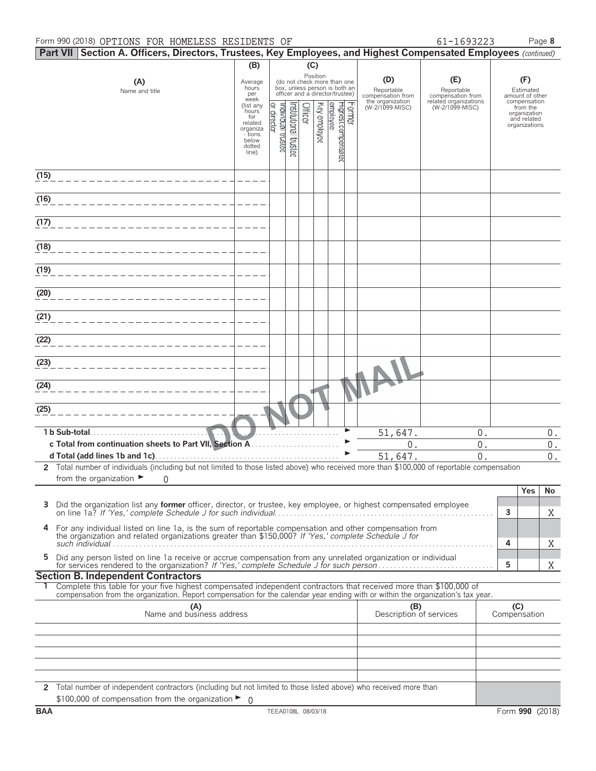Form 990 (2018) OPTIONS FOR HOMELESS RESIDENTS OF 61-1693223

## Part VII Section A. Officers, Directors, Trustees, Key Employees, and Highest Compensated Employees *(continued)*

| (A) Name and title | (B) Average hours per week (list any hours for related organizations below dotted line) | (C) Position: Individual trustee or director | Institutional trustee | Officer | Key employee | Highest compensated employee | Former | (D) Reportable compensation from the organization (W-2/1099-MISC) | (E) Reportable compensation from related organizations (W-2/1099-MISC) | (F) Estimated amount of other compensation from the organization and related organizations |
|---|---|---|---|---|---|---|---|---|---|---|
| (15) | | | | | | | | | | |
| (16) | | | | | | | | | | |
| (17) | | | | | | | | | | |
| (18) | | | | | | | | | | |
| (19) | | | | | | | | | | |
| (20) | | | | | | | | | | |
| (21) | | | | | | | | | | |
| (22) | | | | | | | | | | |
| (23) | | | | | | | | | | |
| (24) | | | | | | | | | | |
| (25) | | | | | | | | | | |
| **1 b Sub-total** | | | | | | | | 51,647. | 0. | 0. |
| **c Total from continuation sheets to Part VII, Section A** | | | | | | | | 0. | 0. | 0. |
| **d Total (add lines 1b and 1c)** | | | | | | | | 51,647. | 0. | 0. |

DO NOT MAIL

**2** Total number of individuals (including but not limited to those listed above) who received more than $100,000 of reportable compensation from the organization ► 0

| | | Yes | No |
|---|---|---|---|
| **3** Did the organization list any **former** officer, director, or trustee, key employee, or highest compensated employee on line 1a? *If 'Yes,' complete Schedule J for such individual* | 3 | | X |
| **4** For any individual listed on line 1a, is the sum of reportable compensation and other compensation from the organization and related organizations greater than $150,000? *If 'Yes,' complete Schedule J for such individual* | 4 | | X |
| **5** Did any person listed on line 1a receive or accrue compensation from any unrelated organization or individual for services rendered to the organization? *If 'Yes,' complete Schedule J for such person* | 5 | | X |

## Section B. Independent Contractors

**1** Complete this table for your five highest compensated independent contractors that received more than $100,000 of compensation from the organization. Report compensation for the calendar year ending with or within the organization's tax year.

| (A) Name and business address | (B) Description of services | (C) Compensation |
|---|---|---|
| | | |
| | | |
| | | |
| | | |
| | | |

**2** Total number of independent contractors (including but not limited to those listed above) who received more than $100,000 of compensation from the organization ► 0

BAA TEEA0108L 08/03/18 Form **990** (2018)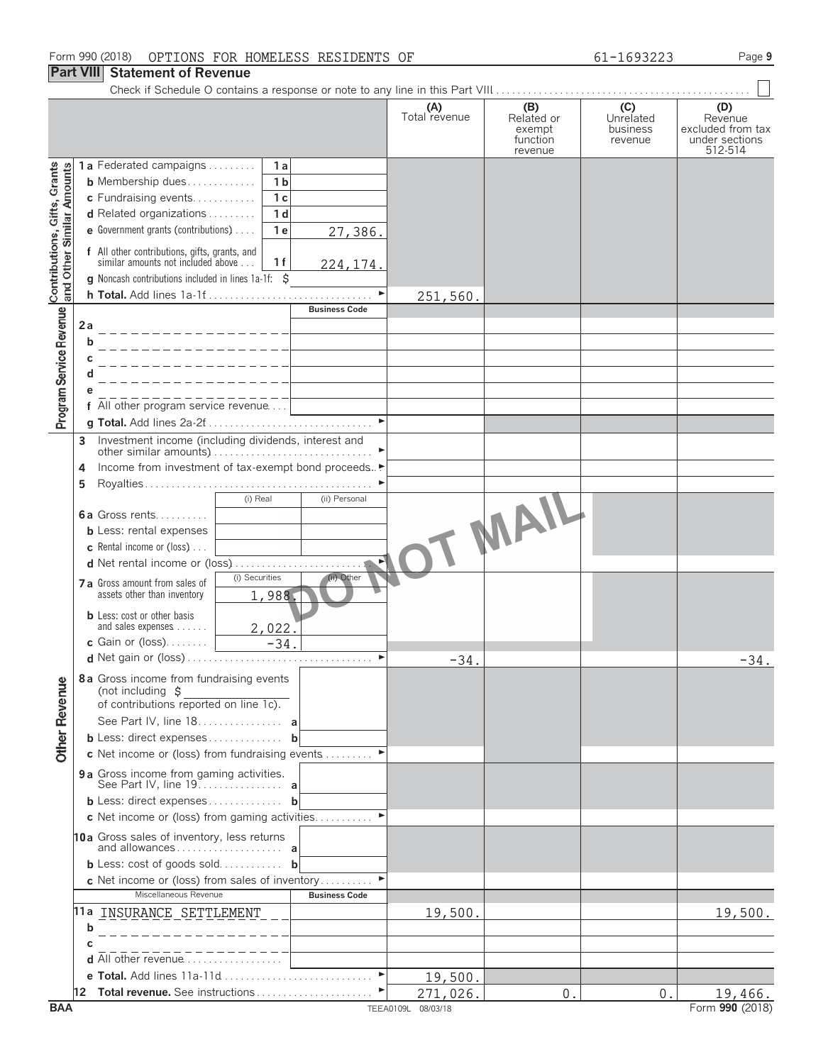Form 990 (2018) OPTIONS FOR HOMELESS RESIDENTS OF 61-1693223

## Part VIII Statement of Revenue

Check if Schedule O contains a response or note to any line in this Part VIII . . . . ☐

| | | | (A) Total revenue | (B) Related or exempt function revenue | (C) Unrelated business revenue | (D) Revenue excluded from tax under sections 512-514 |
|---|---|---|---|---|---|---|
| **Contributions, Gifts, Grants and Other Similar Amounts** | | | | | | |
| 1a Federated campaigns | 1a | | | | | |
| b Membership dues | 1b | | | | | |
| c Fundraising events | 1c | | | | | |
| d Related organizations | 1d | | | | | |
| e Government grants (contributions) | 1e | 27,386. | | | | |
| f All other contributions, gifts, grants, and similar amounts not included above | 1f | 224,174. | | | | |
| g Noncash contributions included in lines 1a-1f: $ | | | | | | |
| h Total. Add lines 1a-1f | | ► | 251,560. | | | |
| **Program Service Revenue** | | Business Code | | | | |
| 2a | | | | | | |
| b | | | | | | |
| c | | | | | | |
| d | | | | | | |
| e | | | | | | |
| f All other program service revenue | | | | | | |
| g Total. Add lines 2a-2f | | ► | | | | |
| **Other Revenue** | | | | | | |
| 3 Investment income (including dividends, interest and other similar amounts) | | ► | | | | |
| 4 Income from investment of tax-exempt bond proceeds | | ► | | | | |
| 5 Royalties | | ► | | | | |
| | (i) Real | (ii) Personal | | | | |
| 6a Gross rents | | | | | | |
| b Less: rental expenses | | | | | | |
| c Rental income or (loss) | | | | | | |
| d Net rental income or (loss) | | ► | | | | |
| | (i) Securities | (ii) Other | | | | |
| 7a Gross amount from sales of assets other than inventory | 1,988. | | | | | |
| b Less: cost or other basis and sales expenses | 2,022. | | | | | |
| c Gain or (loss) | -34. | | | | | |
| d Net gain or (loss) | | ► | -34. | | | -34. |
| 8a Gross income from fundraising events (not including $ of contributions reported on line 1c). See Part IV, line 18 | a | | | | | |
| b Less: direct expenses | b | | | | | |
| c Net income or (loss) from fundraising events | | ► | | | | |
| 9a Gross income from gaming activities. See Part IV, line 19 | a | | | | | |
| b Less: direct expenses | b | | | | | |
| c Net income or (loss) from gaming activities | | ► | | | | |
| 10a Gross sales of inventory, less returns and allowances | a | | | | | |
| b Less: cost of goods sold | b | | | | | |
| c Net income or (loss) from sales of inventory | | ► | | | | |
| Miscellaneous Revenue | | Business Code | | | | |
| 11a INSURANCE SETTLEMENT | | | 19,500. | | | 19,500. |
| b | | | | | | |
| c | | | | | | |
| d All other revenue | | | | | | |
| e Total. Add lines 11a-11d | | ► | 19,500. | | | |
| 12 Total revenue. See instructions | | ► | 271,026. | 0. | 0. | 19,466. |

DO NOT MAIL

BAA TEEA0109L 08/03/18 Form 990 (2018)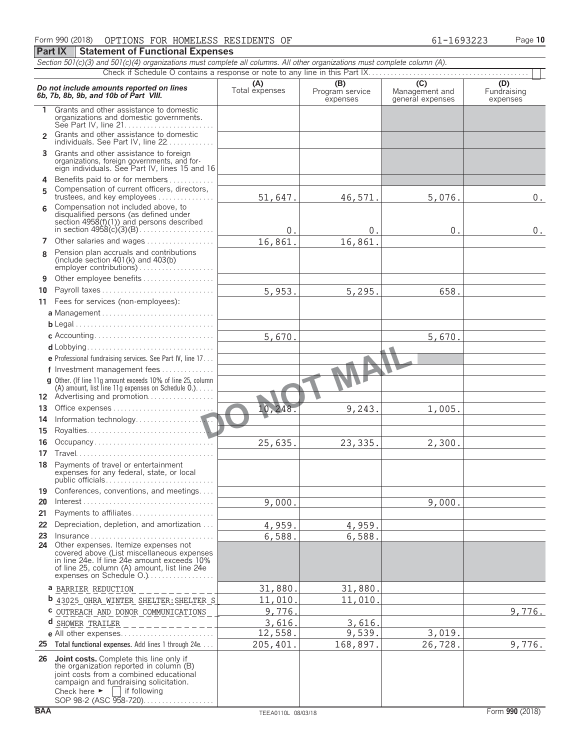Form 990 (2018) OPTIONS FOR HOMELESS RESIDENTS OF 61-1693223 Page **10**

## Part IX Statement of Functional Expenses

*Section 501(c)(3) and 501(c)(4) organizations must complete all columns. All other organizations must complete column (A).*

Check if Schedule O contains a response or note to any line in this Part IX. [ ]

| *Do not include amounts reported on lines 6b, 7b, 8b, 9b, and 10b of Part VIII.* | (A) Total expenses | (B) Program service expenses | (C) Management and general expenses | (D) Fundraising expenses |
|---|---|---|---|---|
| **1** Grants and other assistance to domestic organizations and domestic governments. See Part IV, line 21 | | | | |
| **2** Grants and other assistance to domestic individuals. See Part IV, line 22 | | | | |
| **3** Grants and other assistance to foreign organizations, foreign governments, and foreign individuals. See Part IV, lines 15 and 16 | | | | |
| **4** Benefits paid to or for members | | | | |
| **5** Compensation of current officers, directors, trustees, and key employees | 51,647. | 46,571. | 5,076. | 0. |
| **6** Compensation not included above, to disqualified persons (as defined under section 4958(f)(1)) and persons described in section 4958(c)(3)(B) | 0. | 0. | 0. | 0. |
| **7** Other salaries and wages | 16,861. | 16,861. | | |
| **8** Pension plan accruals and contributions (include section 401(k) and 403(b) employer contributions) | | | | |
| **9** Other employee benefits | | | | |
| **10** Payroll taxes | 5,953. | 5,295. | 658. | |
| **11** Fees for services (non-employees): | | | | |
| **a** Management | | | | |
| **b** Legal | | | | |
| **c** Accounting | 5,670. | | 5,670. | |
| **d** Lobbying | | | | |
| **e** Professional fundraising services. See Part IV, line 17 | | | | |
| **f** Investment management fees | | | | |
| **g** Other. (If line 11g amount exceeds 10% of line 25, column (A) amount, list line 11g expenses on Schedule O.) | | | | |
| **12** Advertising and promotion | | | | |
| **13** Office expenses | 10,248. | 9,243. | 1,005. | |
| **14** Information technology | | | | |
| **15** Royalties | | | | |
| **16** Occupancy | 25,635. | 23,335. | 2,300. | |
| **17** Travel | | | | |
| **18** Payments of travel or entertainment expenses for any federal, state, or local public officials | | | | |
| **19** Conferences, conventions, and meetings | | | | |
| **20** Interest | 9,000. | | 9,000. | |
| **21** Payments to affiliates | | | | |
| **22** Depreciation, depletion, and amortization | 4,959. | 4,959. | | |
| **23** Insurance | 6,588. | 6,588. | | |
| **24** Other expenses. Itemize expenses not covered above (List miscellaneous expenses in line 24e. If line 24e amount exceeds 10% of line 25, column (A) amount, list line 24e expenses on Schedule O.) | | | | |
| **a** BARRIER REDUCTION | 31,880. | 31,880. | | |
| **b** 43025 OHRA WINTER SHELTER:SHELTER S | 11,010. | 11,010. | | |
| **c** OUTREACH AND DONOR COMMUNICATIONS | 9,776. | | | 9,776. |
| **d** SHOWER TRAILER | 3,616. | 3,616. | | |
| **e** All other expenses | 12,558. | 9,539. | 3,019. | |
| **25** **Total functional expenses.** Add lines 1 through 24e | 205,401. | 168,897. | 26,728. | 9,776. |
| **26** **Joint costs.** Complete this line only if the organization reported in column (B) joint costs from a combined educational campaign and fundraising solicitation. Check here ► [ ] if following SOP 98-2 (ASC 958-720) | | | | |

DO NOT MAIL

BAA TEEA0110L 08/03/18 Form **990** (2018)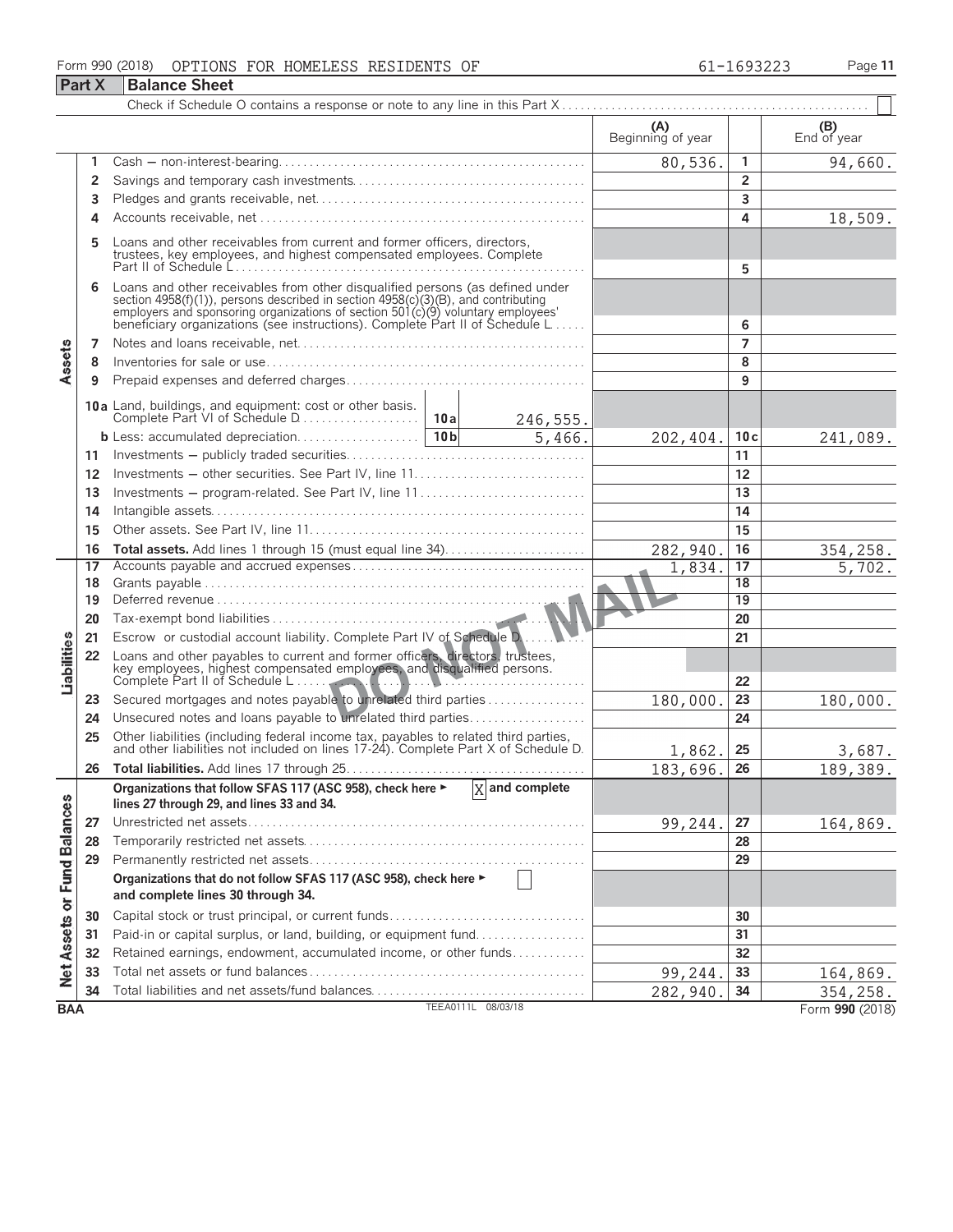Form 990 (2018) OPTIONS FOR HOMELESS RESIDENTS OF 61-1693223

## Part X Balance Sheet

Check if Schedule O contains a response or note to any line in this Part X . . . . ☐

| | | | (A) Beginning of year | | (B) End of year |
|---|---|---|---|---|---|
| Assets | 1 | Cash — non-interest-bearing | 80,536. | 1 | 94,660. |
| | 2 | Savings and temporary cash investments | | 2 | |
| | 3 | Pledges and grants receivable, net | | 3 | |
| | 4 | Accounts receivable, net | | 4 | 18,509. |
| | 5 | Loans and other receivables from current and former officers, directors, trustees, key employees, and highest compensated employees. Complete Part II of Schedule L | | 5 | |
| | 6 | Loans and other receivables from other disqualified persons (as defined under section 4958(f)(1)), persons described in section 4958(c)(3)(B), and contributing employers and sponsoring organizations of section 501(c)(9) voluntary employees' beneficiary organizations (see instructions). Complete Part II of Schedule L | | 6 | |
| | 7 | Notes and loans receivable, net | | 7 | |
| | 8 | Inventories for sale or use | | 8 | |
| | 9 | Prepaid expenses and deferred charges | | 9 | |
| | 10a | Land, buildings, and equipment: cost or other basis. Complete Part VI of Schedule D . . . 10a 246,555. | | | |
| | b | Less: accumulated depreciation . . . 10b 5,466. | 202,404. | 10c | 241,089. |
| | 11 | Investments — publicly traded securities | | 11 | |
| | 12 | Investments — other securities. See Part IV, line 11 | | 12 | |
| | 13 | Investments — program-related. See Part IV, line 11 | | 13 | |
| | 14 | Intangible assets | | 14 | |
| | 15 | Other assets. See Part IV, line 11 | | 15 | |
| | 16 | **Total assets.** Add lines 1 through 15 (must equal line 34) | 282,940. | 16 | 354,258. |
| Liabilities | 17 | Accounts payable and accrued expenses | 1,834. | 17 | 5,702. |
| | 18 | Grants payable | | 18 | |
| | 19 | Deferred revenue | | 19 | |
| | 20 | Tax-exempt bond liabilities | | 20 | |
| | 21 | Escrow or custodial account liability. Complete Part IV of Schedule D | | 21 | |
| | 22 | Loans and other payables to current and former officers, directors, trustees, key employees, highest compensated employees, and disqualified persons. Complete Part II of Schedule L | | 22 | |
| | 23 | Secured mortgages and notes payable to unrelated third parties | 180,000. | 23 | 180,000. |
| | 24 | Unsecured notes and loans payable to unrelated third parties | | 24 | |
| | 25 | Other liabilities (including federal income tax, payables to related third parties, and other liabilities not included on lines 17-24). Complete Part X of Schedule D | 1,862. | 25 | 3,687. |
| | 26 | **Total liabilities.** Add lines 17 through 25 | 183,696. | 26 | 189,389. |
| Net Assets or Fund Balances | | **Organizations that follow SFAS 117 (ASC 958), check here ► ☒ and complete lines 27 through 29, and lines 33 and 34.** | | | |
| | 27 | Unrestricted net assets | 99,244. | 27 | 164,869. |
| | 28 | Temporarily restricted net assets | | 28 | |
| | 29 | Permanently restricted net assets | | 29 | |
| | | **Organizations that do not follow SFAS 117 (ASC 958), check here ► ☐ and complete lines 30 through 34.** | | | |
| | 30 | Capital stock or trust principal, or current funds | | 30 | |
| | 31 | Paid-in or capital surplus, or land, building, or equipment fund | | 31 | |
| | 32 | Retained earnings, endowment, accumulated income, or other funds | | 32 | |
| | 33 | Total net assets or fund balances | 99,244. | 33 | 164,869. |
| | 34 | Total liabilities and net assets/fund balances | 282,940. | 34 | 354,258. |

BAA TEEA0111L 08/03/18 Form **990** (2018)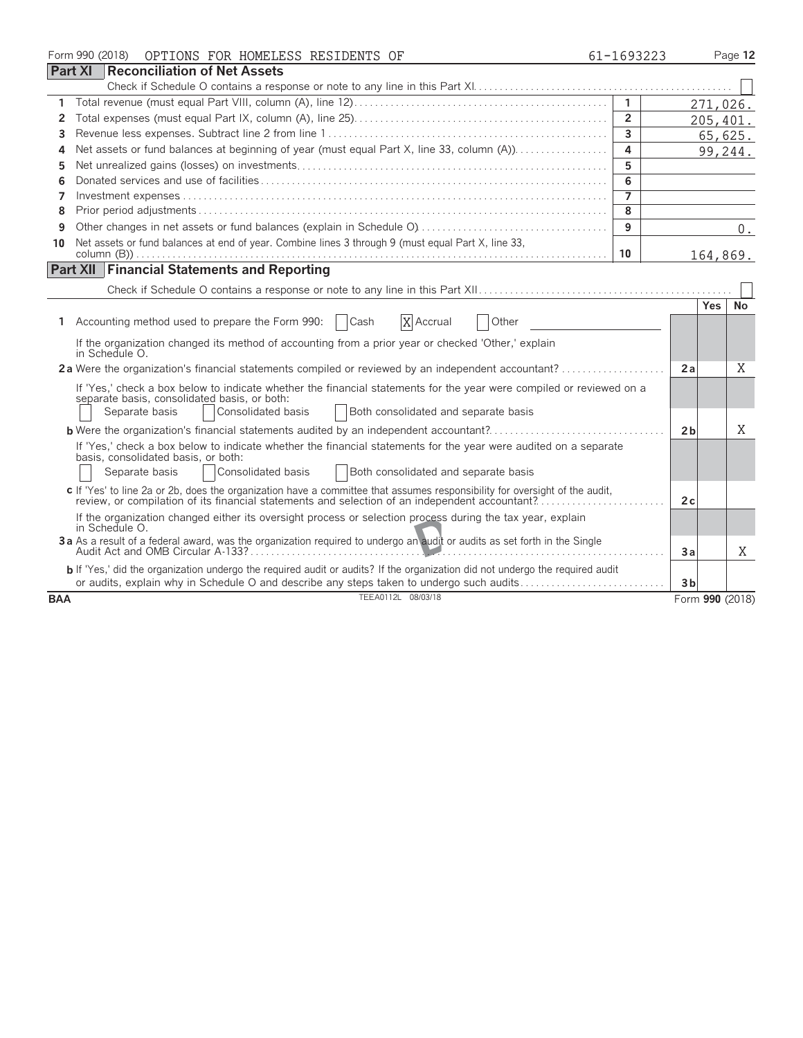Form 990 (2018) OPTIONS FOR HOMELESS RESIDENTS OF 61-1693223

## Part XI Reconciliation of Net Assets

Check if Schedule O contains a response or note to any line in this Part XI. ☐

| | | | |
|---|---|---|---|
| 1 | Total revenue (must equal Part VIII, column (A), line 12) | 1 | 271,026. |
| 2 | Total expenses (must equal Part IX, column (A), line 25) | 2 | 205,401. |
| 3 | Revenue less expenses. Subtract line 2 from line 1 | 3 | 65,625. |
| 4 | Net assets or fund balances at beginning of year (must equal Part X, line 33, column (A)) | 4 | 99,244. |
| 5 | Net unrealized gains (losses) on investments | 5 | |
| 6 | Donated services and use of facilities | 6 | |
| 7 | Investment expenses | 7 | |
| 8 | Prior period adjustments | 8 | |
| 9 | Other changes in net assets or fund balances (explain in Schedule O) | 9 | 0. |
| 10 | Net assets or fund balances at end of year. Combine lines 3 through 9 (must equal Part X, line 33, column (B)) | 10 | 164,869. |

## Part XII Financial Statements and Reporting

Check if Schedule O contains a response or note to any line in this Part XII ☐

| | | | Yes | No |
|---|---|---|---|---|
| 1 | Accounting method used to prepare the Form 990: ☐ Cash ☒ Accrual ☐ Other | | | |
| | If the organization changed its method of accounting from a prior year or checked 'Other,' explain in Schedule O. | | | |
| 2a | Were the organization's financial statements compiled or reviewed by an independent accountant? | 2a | | X |
| | If 'Yes,' check a box below to indicate whether the financial statements for the year were compiled or reviewed on a separate basis, consolidated basis, or both: ☐ Separate basis ☐ Consolidated basis ☐ Both consolidated and separate basis | | | |
| b | Were the organization's financial statements audited by an independent accountant? | 2b | | X |
| | If 'Yes,' check a box below to indicate whether the financial statements for the year were audited on a separate basis, consolidated basis, or both: ☐ Separate basis ☐ Consolidated basis ☐ Both consolidated and separate basis | | | |
| c | If 'Yes' to line 2a or 2b, does the organization have a committee that assumes responsibility for oversight of the audit, review, or compilation of its financial statements and selection of an independent accountant? | 2c | | |
| | If the organization changed either its oversight process or selection process during the tax year, explain in Schedule O. | | | |
| 3a | As a result of a federal award, was the organization required to undergo an audit or audits as set forth in the Single Audit Act and OMB Circular A-133? | 3a | | X |
| b | If 'Yes,' did the organization undergo the required audit or audits? If the organization did not undergo the required audit or audits, explain why in Schedule O and describe any steps taken to undergo such audits | 3b | | |

BAA TEEA0112L 08/03/18 Form **990** (2018)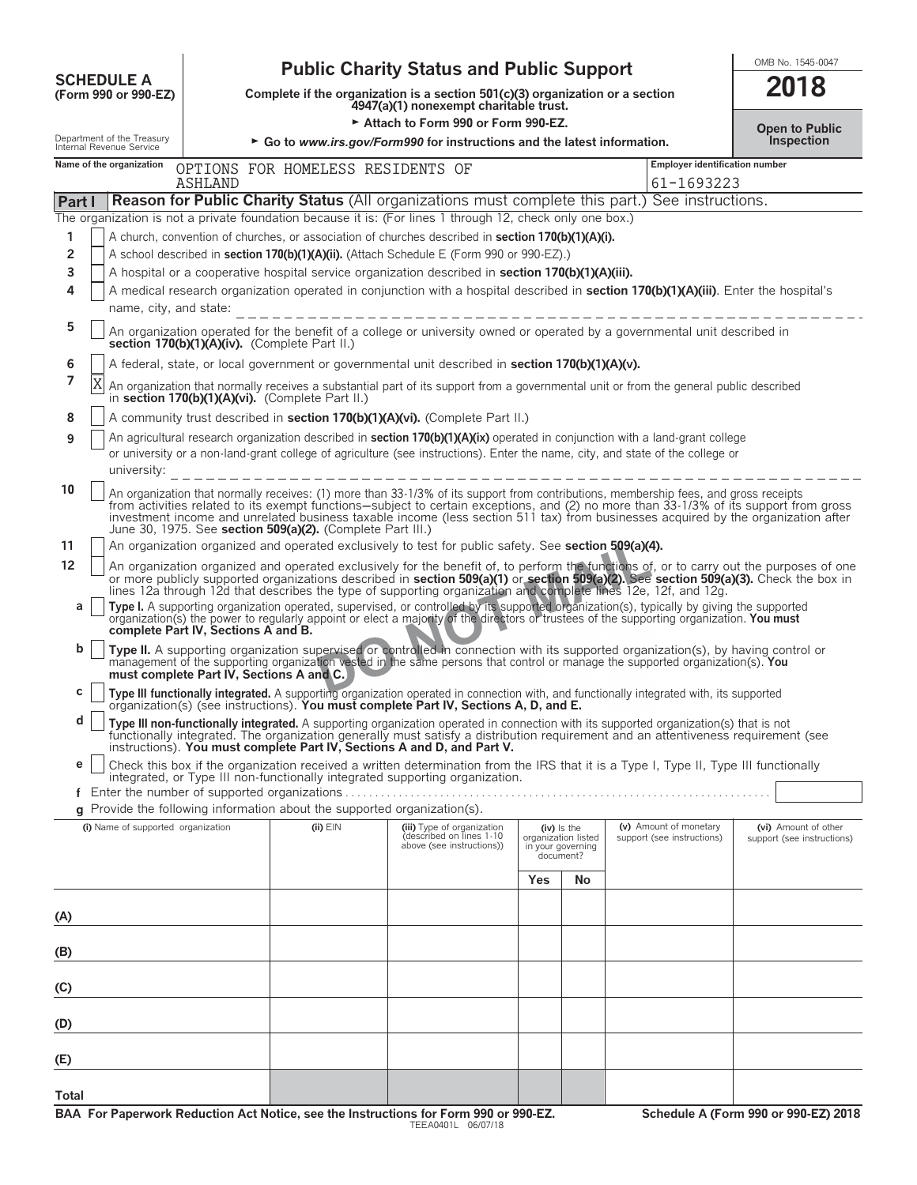**SCHEDULE A (Form 990 or 990-EZ)**

Department of the Treasury
Internal Revenue Service

# Public Charity Status and Public Support

**Complete if the organization is a section 501(c)(3) organization or a section 4947(a)(1) nonexempt charitable trust.**

► **Attach to Form 990 or Form 990-EZ.**

► **Go to *www.irs.gov/Form990* for instructions and the latest information.**

OMB No. 1545-0047

**2018**

**Open to Public Inspection**

**Name of the organization:** OPTIONS FOR HOMELESS RESIDENTS OF ASHLAND

**Employer identification number:** 61-1693223

## Part I — Reason for Public Charity Status (All organizations must complete this part.) See instructions.

The organization is not a private foundation because it is: (For lines 1 through 12, check only one box.)

1. [ ] A church, convention of churches, or association of churches described in **section 170(b)(1)(A)(i).**
2. [ ] A school described in **section 170(b)(1)(A)(ii).** (Attach Schedule E (Form 990 or 990-EZ).)
3. [ ] A hospital or a cooperative hospital service organization described in **section 170(b)(1)(A)(iii).**
4. [ ] A medical research organization operated in conjunction with a hospital described in **section 170(b)(1)(A)(iii)**. Enter the hospital's name, city, and state: ____________________
5. [ ] An organization operated for the benefit of a college or university owned or operated by a governmental unit described in **section 170(b)(1)(A)(iv).** (Complete Part II.)
6. [ ] A federal, state, or local government or governmental unit described in **section 170(b)(1)(A)(v).**
7. [X] An organization that normally receives a substantial part of its support from a governmental unit or from the general public described in **section 170(b)(1)(A)(vi).** (Complete Part II.)
8. [ ] A community trust described in **section 170(b)(1)(A)(vi).** (Complete Part II.)
9. [ ] An agricultural research organization described in **section 170(b)(1)(A)(ix)** operated in conjunction with a land-grant college or university or a non-land-grant college of agriculture (see instructions). Enter the name, city, and state of the college or university: ____________________
10. [ ] An organization that normally receives: (1) more than 33-1/3% of its support from contributions, membership fees, and gross receipts from activities related to its exempt functions—subject to certain exceptions, and (2) no more than 33-1/3% of its support from gross investment income and unrelated business taxable income (less section 511 tax) from businesses acquired by the organization after June 30, 1975. See **section 509(a)(2).** (Complete Part III.)
11. [ ] An organization organized and operated exclusively to test for public safety. See **section 509(a)(4).**
12. [ ] An organization organized and operated exclusively for the benefit of, to perform the functions of, or to carry out the purposes of one or more publicly supported organizations described in **section 509(a)(1)** or **section 509(a)(2).** See **section 509(a)(3).** Check the box in lines 12a through 12d that describes the type of supporting organization and complete lines 12e, 12f, and 12g.
   - **a** [ ] **Type I.** A supporting organization operated, supervised, or controlled by its supported organization(s), typically by giving the supported organization(s) the power to regularly appoint or elect a majority of the directors or trustees of the supporting organization. **You must complete Part IV, Sections A and B.**
   - **b** [ ] **Type II.** A supporting organization supervised or controlled in connection with its supported organization(s), by having control or management of the supporting organization vested in the same persons that control or manage the supported organization(s). **You must complete Part IV, Sections A and C.**
   - **c** [ ] **Type III functionally integrated.** A supporting organization operated in connection with, and functionally integrated with, its supported organization(s) (see instructions). **You must complete Part IV, Sections A, D, and E.**
   - **d** [ ] **Type III non-functionally integrated.** A supporting organization operated in connection with its supported organization(s) that is not functionally integrated. The organization generally must satisfy a distribution requirement and an attentiveness requirement (see instructions). **You must complete Part IV, Sections A and D, and Part V.**
   - **e** [ ] Check this box if the organization received a written determination from the IRS that it is a Type I, Type II, Type III functionally integrated, or Type III non-functionally integrated supporting organization.
   - **f** Enter the number of supported organizations ____
   - **g** Provide the following information about the supported organization(s).

| (i) Name of supported organization | (ii) EIN | (iii) Type of organization (described on lines 1-10 above (see instructions)) | (iv) Is the organization listed in your governing document? Yes | No | (v) Amount of monetary support (see instructions) | (vi) Amount of other support (see instructions) |
|---|---|---|---|---|---|---|
| (A) | | | | | | |
| (B) | | | | | | |
| (C) | | | | | | |
| (D) | | | | | | |
| (E) | | | | | | |
| Total | | | | | | |

DO NOT MAIL

**BAA For Paperwork Reduction Act Notice, see the Instructions for Form 990 or 990-EZ.** TEEA0401L 06/07/18 **Schedule A (Form 990 or 990-EZ) 2018**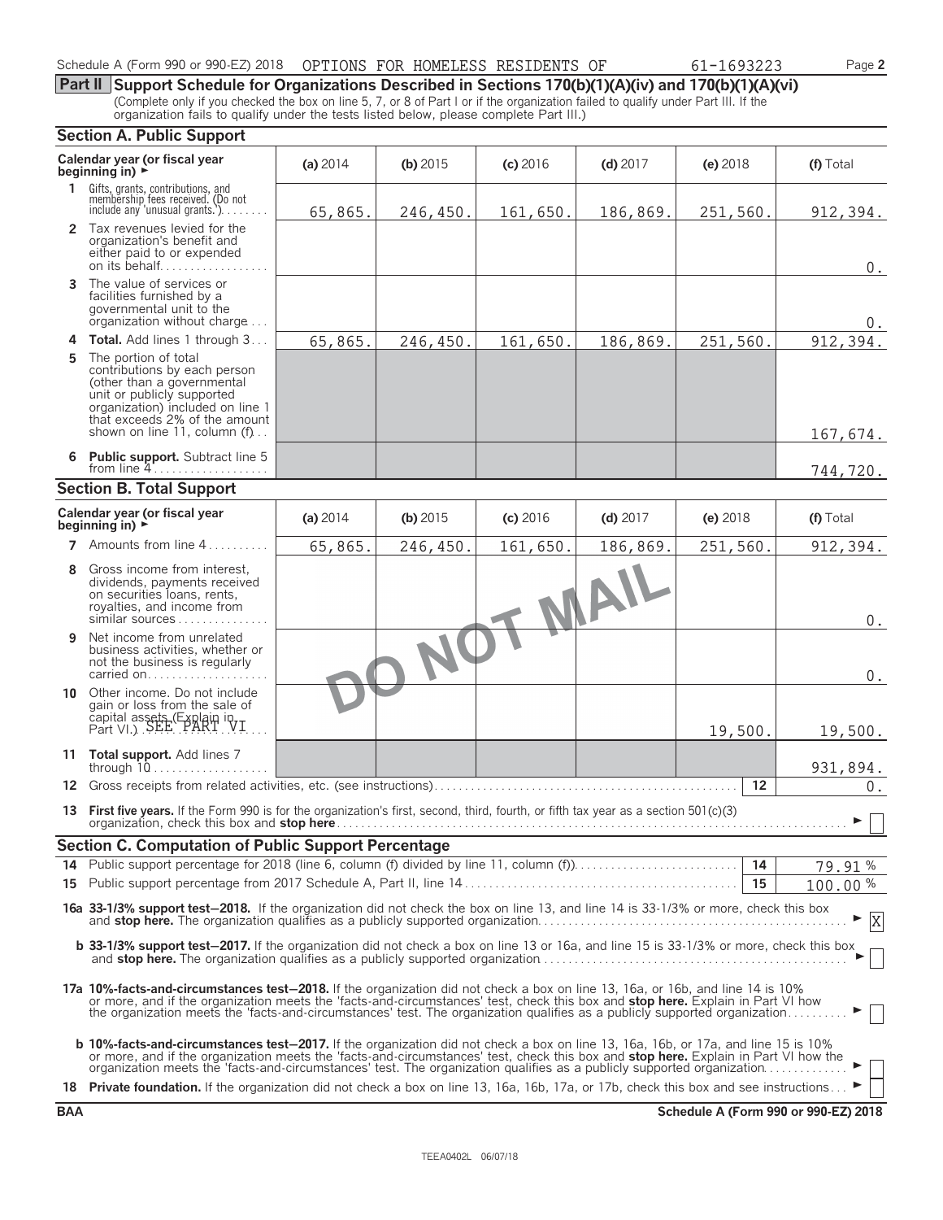Schedule A (Form 990 or 990-EZ) 2018 OPTIONS FOR HOMELESS RESIDENTS OF 61-1693223 Page 2

**Part II Support Schedule for Organizations Described in Sections 170(b)(1)(A)(iv) and 170(b)(1)(A)(vi)**

(Complete only if you checked the box on line 5, 7, or 8 of Part I or if the organization failed to qualify under Part III. If the organization fails to qualify under the tests listed below, please complete Part III.)

## Section A. Public Support

| Calendar year (or fiscal year beginning in) ► | (a) 2014 | (b) 2015 | (c) 2016 | (d) 2017 | (e) 2018 | (f) Total |
|---|---|---|---|---|---|---|
| **1** Gifts, grants, contributions, and membership fees received. (Do not include any 'unusual grants.') | 65,865. | 246,450. | 161,650. | 186,869. | 251,560. | 912,394. |
| **2** Tax revenues levied for the organization's benefit and either paid to or expended on its behalf | | | | | | 0. |
| **3** The value of services or facilities furnished by a governmental unit to the organization without charge | | | | | | 0. |
| **4** **Total.** Add lines 1 through 3 | 65,865. | 246,450. | 161,650. | 186,869. | 251,560. | 912,394. |
| **5** The portion of total contributions by each person (other than a governmental unit or publicly supported organization) included on line 1 that exceeds 2% of the amount shown on line 11, column (f) | | | | | | 167,674. |
| **6** **Public support.** Subtract line 5 from line 4 | | | | | | 744,720. |

## Section B. Total Support

| Calendar year (or fiscal year beginning in) ► | (a) 2014 | (b) 2015 | (c) 2016 | (d) 2017 | (e) 2018 | (f) Total |
|---|---|---|---|---|---|---|
| **7** Amounts from line 4 | 65,865. | 246,450. | 161,650. | 186,869. | 251,560. | 912,394. |
| **8** Gross income from interest, dividends, payments received on securities loans, rents, royalties, and income from similar sources | | | | | | 0. |
| **9** Net income from unrelated business activities, whether or not the business is regularly carried on | | | | | | 0. |
| **10** Other income. Do not include gain or loss from the sale of capital assets (Explain in Part VI.) SEE PART VI | | | | | 19,500. | 19,500. |
| **11** **Total support.** Add lines 7 through 10 | | | | | | 931,894. |

**12** Gross receipts from related activities, etc. (see instructions) | **12** | 0.

**13** **First five years.** If the Form 990 is for the organization's first, second, third, fourth, or fifth tax year as a section 501(c)(3) organization, check this box and **stop here** ► ☐

DO NOT MAIL

## Section C. Computation of Public Support Percentage

**14** Public support percentage for 2018 (line 6, column (f) divided by line 11, column (f)) | **14** | 79.91 %

**15** Public support percentage from 2017 Schedule A, Part II, line 14 | **15** | 100.00 %

**16a 33-1/3% support test–2018.** If the organization did not check the box on line 13, and line 14 is 33-1/3% or more, check this box and **stop here.** The organization qualifies as a publicly supported organization ► ☒

**b 33-1/3% support test–2017.** If the organization did not check a box on line 13 or 16a, and line 15 is 33-1/3% or more, check this box and **stop here.** The organization qualifies as a publicly supported organization ► ☐

**17a 10%-facts-and-circumstances test–2018.** If the organization did not check a box on line 13, 16a, or 16b, and line 14 is 10% or more, and if the organization meets the 'facts-and-circumstances' test, check this box and **stop here.** Explain in Part VI how the organization meets the 'facts-and-circumstances' test. The organization qualifies as a publicly supported organization ► ☐

**b 10%-facts-and-circumstances test–2017.** If the organization did not check a box on line 13, 16a, 16b, or 17a, and line 15 is 10% or more, and if the organization meets the 'facts-and-circumstances' test, check this box and **stop here.** Explain in Part VI how the organization meets the 'facts-and-circumstances' test. The organization qualifies as a publicly supported organization ► ☐

**18** **Private foundation.** If the organization did not check a box on line 13, 16a, 16b, 17a, or 17b, check this box and see instructions ► ☐

**BAA** **Schedule A (Form 990 or 990-EZ) 2018**

TEEA0402L 06/07/18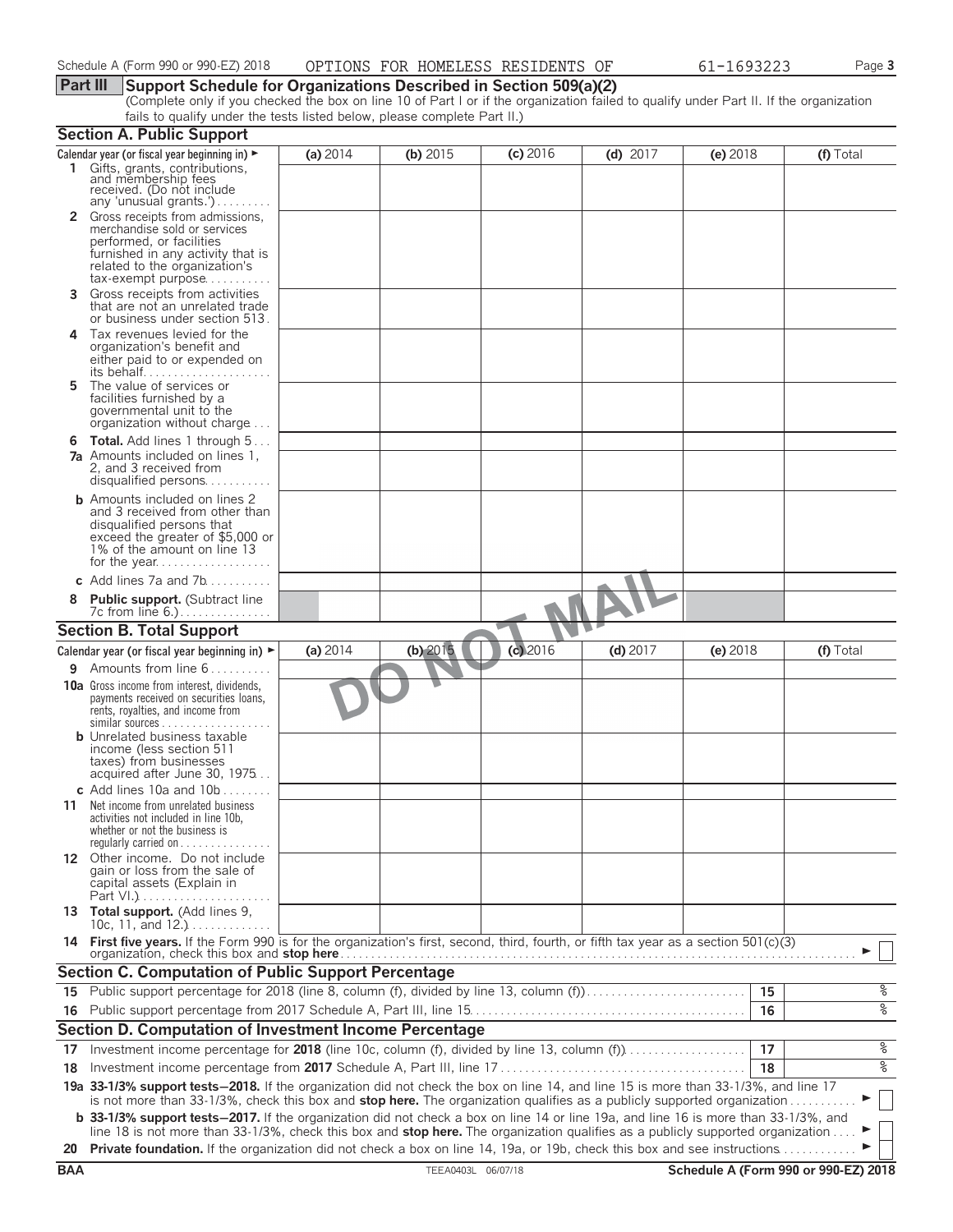Schedule A (Form 990 or 990-EZ) 2018 OPTIONS FOR HOMELESS RESIDENTS OF 61-1693223 Page 3

## Part III Support Schedule for Organizations Described in Section 509(a)(2)

(Complete only if you checked the box on line 10 of Part I or if the organization failed to qualify under Part II. If the organization fails to qualify under the tests listed below, please complete Part II.)

### Section A. Public Support

| Calendar year (or fiscal year beginning in) ► | (a) 2014 | (b) 2015 | (c) 2016 | (d) 2017 | (e) 2018 | (f) Total |
|---|---|---|---|---|---|---|
| **1** Gifts, grants, contributions, and membership fees received. (Do not include any 'unusual grants.') | | | | | | |
| **2** Gross receipts from admissions, merchandise sold or services performed, or facilities furnished in any activity that is related to the organization's tax-exempt purpose | | | | | | |
| **3** Gross receipts from activities that are not an unrelated trade or business under section 513 | | | | | | |
| **4** Tax revenues levied for the organization's benefit and either paid to or expended on its behalf | | | | | | |
| **5** The value of services or facilities furnished by a governmental unit to the organization without charge | | | | | | |
| **6 Total.** Add lines 1 through 5 | | | | | | |
| **7a** Amounts included on lines 1, 2, and 3 received from disqualified persons | | | | | | |
| **b** Amounts included on lines 2 and 3 received from other than disqualified persons that exceed the greater of $5,000 or 1% of the amount on line 13 for the year | | | | | | |
| **c** Add lines 7a and 7b | | | | | | |
| **8 Public support.** (Subtract line 7c from line 6.) | | | | | | |

DO NOT MAIL

### Section B. Total Support

| Calendar year (or fiscal year beginning in) ► | (a) 2014 | (b) 2015 | (c) 2016 | (d) 2017 | (e) 2018 | (f) Total |
|---|---|---|---|---|---|---|
| **9** Amounts from line 6 | | | | | | |
| **10a** Gross income from interest, dividends, payments received on securities loans, rents, royalties, and income from similar sources | | | | | | |
| **b** Unrelated business taxable income (less section 511 taxes) from businesses acquired after June 30, 1975 | | | | | | |
| **c** Add lines 10a and 10b | | | | | | |
| **11** Net income from unrelated business activities not included in line 10b, whether or not the business is regularly carried on | | | | | | |
| **12** Other income. Do not include gain or loss from the sale of capital assets (Explain in Part VI.) | | | | | | |
| **13 Total support.** (Add lines 9, 10c, 11, and 12.) | | | | | | |

**14 First five years.** If the Form 990 is for the organization's first, second, third, fourth, or fifth tax year as a section 501(c)(3) organization, check this box and **stop here** ► ☐

### Section C. Computation of Public Support Percentage

| | | | |
|---|---|---|---|
| **15** | Public support percentage for 2018 (line 8, column (f), divided by line 13, column (f)) | 15 | % |
| **16** | Public support percentage from 2017 Schedule A, Part III, line 15 | 16 | % |

### Section D. Computation of Investment Income Percentage

| | | | |
|---|---|---|---|
| **17** | Investment income percentage for **2018** (line 10c, column (f), divided by line 13, column (f)) | 17 | % |
| **18** | Investment income percentage from **2017** Schedule A, Part III, line 17 | 18 | % |

**19a 33-1/3% support tests–2018.** If the organization did not check the box on line 14, and line 15 is more than 33-1/3%, and line 17 is not more than 33-1/3%, check this box and **stop here.** The organization qualifies as a publicly supported organization ► ☐

**b 33-1/3% support tests–2017.** If the organization did not check a box on line 14 or line 19a, and line 16 is more than 33-1/3%, and line 18 is not more than 33-1/3%, check this box and **stop here.** The organization qualifies as a publicly supported organization ► ☐

**20 Private foundation.** If the organization did not check a box on line 14, 19a, or 19b, check this box and see instructions ► ☐

BAA TEEA0403L 06/07/18 **Schedule A (Form 990 or 990-EZ) 2018**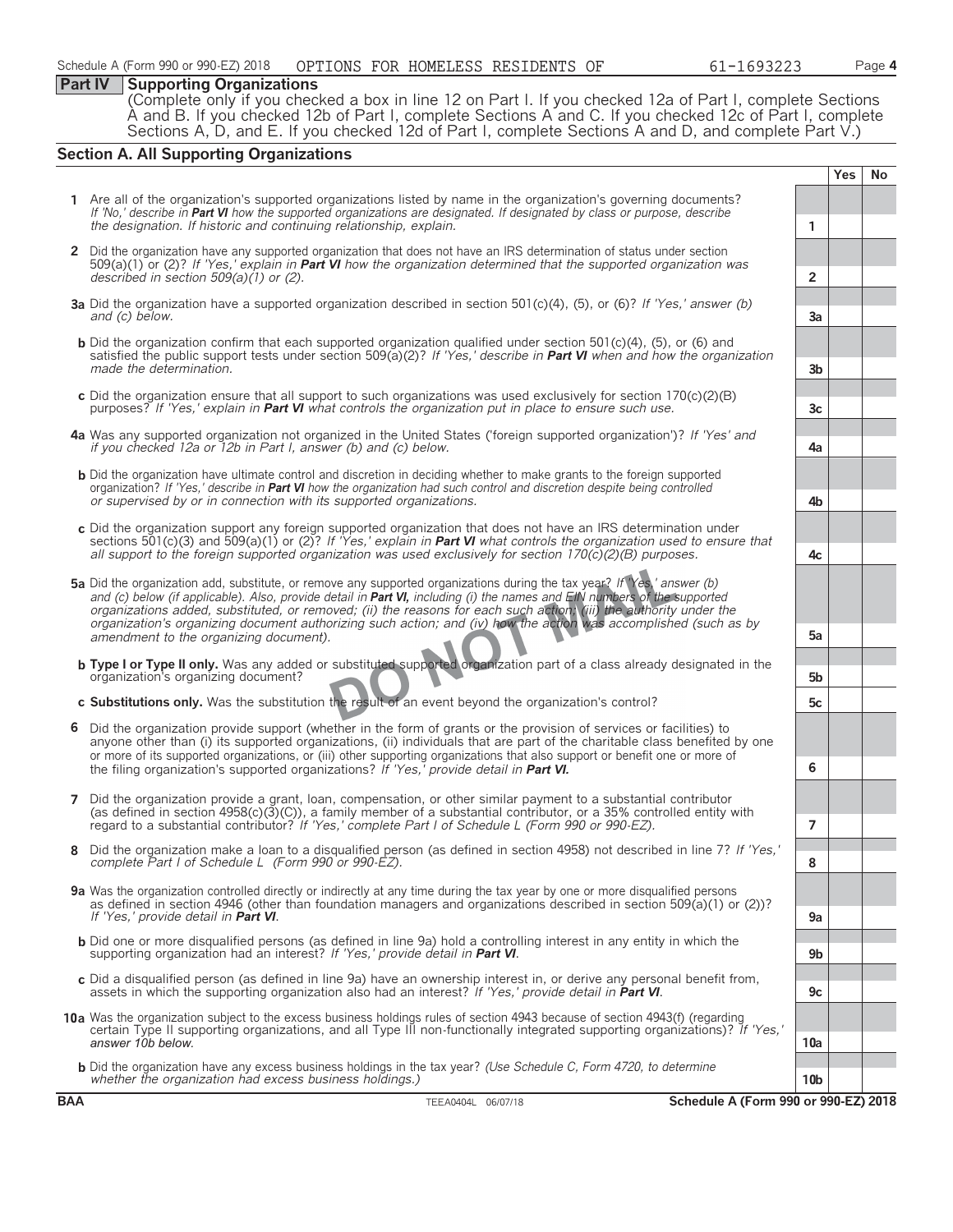Schedule A (Form 990 or 990-EZ) 2018 OPTIONS FOR HOMELESS RESIDENTS OF 61-1693223

**Part IV Supporting Organizations**

(Complete only if you checked a box in line 12 on Part I. If you checked 12a of Part I, complete Sections A and B. If you checked 12b of Part I, complete Sections A and C. If you checked 12c of Part I, complete Sections A, D, and E. If you checked 12d of Part I, complete Sections A and D, and complete Part V.)

## Section A. All Supporting Organizations

| | | | Yes | No |
|---|---|---|---|---|
| **1** | Are all of the organization's supported organizations listed by name in the organization's governing documents? *If 'No,' describe in **Part VI** how the supported organizations are designated. If designated by class or purpose, describe the designation. If historic and continuing relationship, explain.* | 1 | | |
| **2** | Did the organization have any supported organization that does not have an IRS determination of status under section 509(a)(1) or (2)? *If 'Yes,' explain in **Part VI** how the organization determined that the supported organization was described in section 509(a)(1) or (2).* | 2 | | |
| **3a** | Did the organization have a supported organization described in section 501(c)(4), (5), or (6)? *If 'Yes,' answer (b) and (c) below.* | 3a | | |
| **b** | Did the organization confirm that each supported organization qualified under section 501(c)(4), (5), or (6) and satisfied the public support tests under section 509(a)(2)? *If 'Yes,' describe in **Part VI** when and how the organization made the determination.* | 3b | | |
| **c** | Did the organization ensure that all support to such organizations was used exclusively for section 170(c)(2)(B) purposes? *If 'Yes,' explain in **Part VI** what controls the organization put in place to ensure such use.* | 3c | | |
| **4a** | Was any supported organization not organized in the United States ('foreign supported organization')? *If 'Yes' and if you checked 12a or 12b in Part I, answer (b) and (c) below.* | 4a | | |
| **b** | Did the organization have ultimate control and discretion in deciding whether to make grants to the foreign supported organization? *If 'Yes,' describe in **Part VI** how the organization had such control and discretion despite being controlled or supervised by or in connection with its supported organizations.* | 4b | | |
| **c** | Did the organization support any foreign supported organization that does not have an IRS determination under sections 501(c)(3) and 509(a)(1) or (2)? *If 'Yes,' explain in **Part VI** what controls the organization used to ensure that all support to the foreign supported organization was used exclusively for section 170(c)(2)(B) purposes.* | 4c | | |
| **5a** | Did the organization add, substitute, or remove any supported organizations during the tax year? *If 'Yes,' answer (b) and (c) below (if applicable). Also, provide detail in **Part VI,** including (i) the names and EIN numbers of the supported organizations added, substituted, or removed; (ii) the reasons for each such action; (iii) the authority under the organization's organizing document authorizing such action; and (iv) how the action was accomplished (such as by amendment to the organizing document).* | 5a | | |
| **b** | **Type I or Type II only.** Was any added or substituted supported organization part of a class already designated in the organization's organizing document? | 5b | | |
| **c** | **Substitutions only.** Was the substitution the result of an event beyond the organization's control? | 5c | | |
| **6** | Did the organization provide support (whether in the form of grants or the provision of services or facilities) to anyone other than (i) its supported organizations, (ii) individuals that are part of the charitable class benefited by one or more of its supported organizations, or (iii) other supporting organizations that also support or benefit one or more of the filing organization's supported organizations? *If 'Yes,' provide detail in **Part VI.*** | 6 | | |
| **7** | Did the organization provide a grant, loan, compensation, or other similar payment to a substantial contributor (as defined in section 4958(c)(3)(C)), a family member of a substantial contributor, or a 35% controlled entity with regard to a substantial contributor? *If 'Yes,' complete Part I of Schedule L (Form 990 or 990-EZ).* | 7 | | |
| **8** | Did the organization make a loan to a disqualified person (as defined in section 4958) not described in line 7? *If 'Yes,' complete Part I of Schedule L (Form 990 or 990-EZ).* | 8 | | |
| **9a** | Was the organization controlled directly or indirectly at any time during the tax year by one or more disqualified persons as defined in section 4946 (other than foundation managers and organizations described in section 509(a)(1) or (2))? *If 'Yes,' provide detail in **Part VI**.* | 9a | | |
| **b** | Did one or more disqualified persons (as defined in line 9a) hold a controlling interest in any entity in which the supporting organization had an interest? *If 'Yes,' provide detail in **Part VI**.* | 9b | | |
| **c** | Did a disqualified person (as defined in line 9a) have an ownership interest in, or derive any personal benefit from, assets in which the supporting organization also had an interest? *If 'Yes,' provide detail in **Part VI**.* | 9c | | |
| **10a** | Was the organization subject to the excess business holdings rules of section 4943 because of section 4943(f) (regarding certain Type II supporting organizations, and all Type III non-functionally integrated supporting organizations)? *If 'Yes,' answer 10b below.* | 10a | | |
| **b** | Did the organization have any excess business holdings in the tax year? *(Use Schedule C, Form 4720, to determine whether the organization had excess business holdings.)* | 10b | | |

DO NOT MAIL

BAA TEEA0404L 06/07/18 Schedule A (Form 990 or 990-EZ) 2018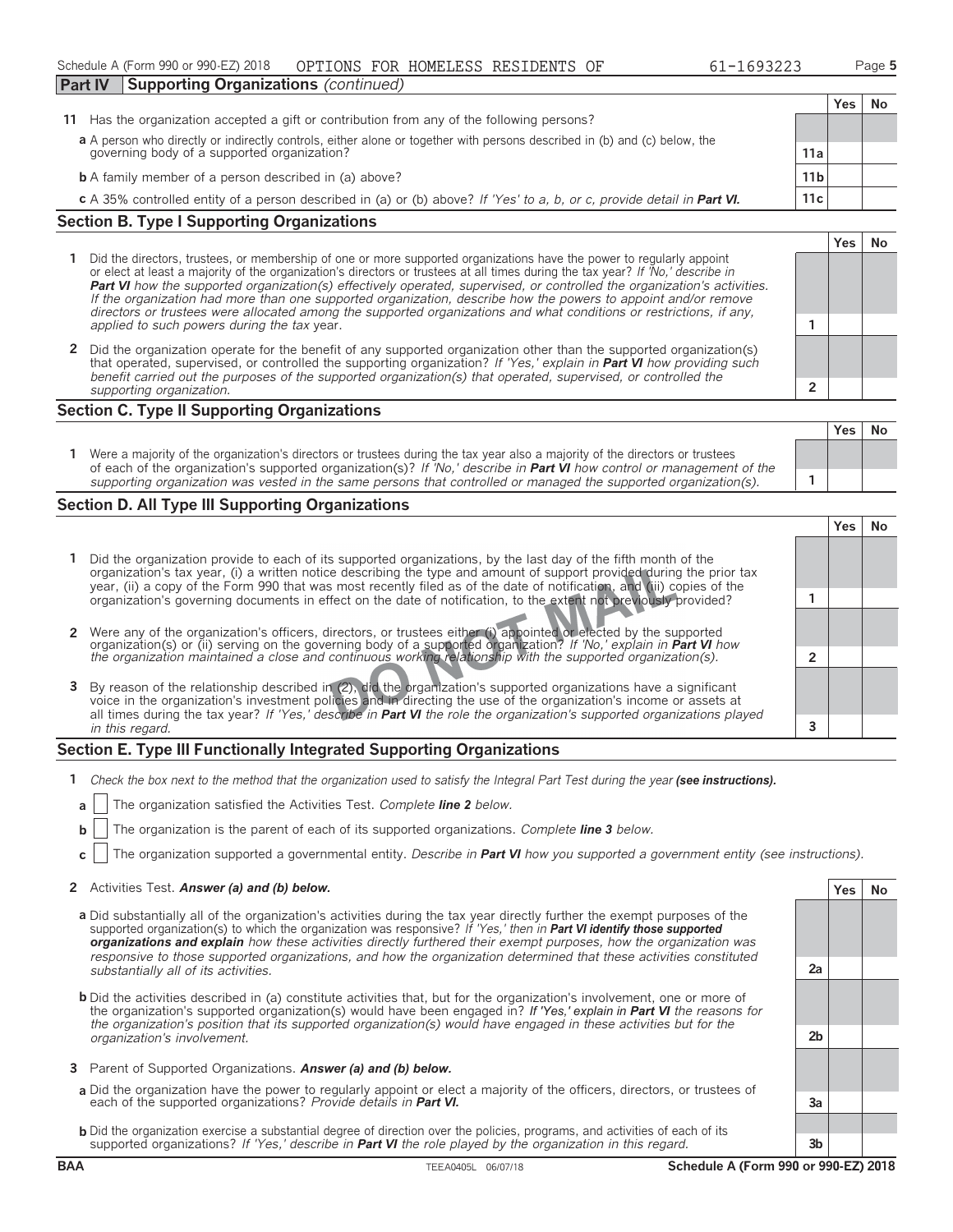Schedule A (Form 990 or 990-EZ) 2018 OPTIONS FOR HOMELESS RESIDENTS OF 61-1693223

## Part IV Supporting Organizations *(continued)*

| | | Yes | No |
|---|---|---|---|
| **11** Has the organization accepted a gift or contribution from any of the following persons? | | | |
| **a** A person who directly or indirectly controls, either alone or together with persons described in (b) and (c) below, the governing body of a supported organization? | 11a | | |
| **b** A family member of a person described in (a) above? | 11b | | |
| **c** A 35% controlled entity of a person described in (a) or (b) above? *If 'Yes' to a, b, or c, provide detail in* ***Part VI.*** | 11c | | |

### Section B. Type I Supporting Organizations

| | | Yes | No |
|---|---|---|---|
| **1** Did the directors, trustees, or membership of one or more supported organizations have the power to regularly appoint or elect at least a majority of the organization's directors or trustees at all times during the tax year? *If 'No,' describe in* ***Part VI*** *how the supported organization(s) effectively operated, supervised, or controlled the organization's activities. If the organization had more than one supported organization, describe how the powers to appoint and/or remove directors or trustees were allocated among the supported organizations and what conditions or restrictions, if any, applied to such powers during the tax* year. | 1 | | |
| **2** Did the organization operate for the benefit of any supported organization other than the supported organization(s) that operated, supervised, or controlled the supporting organization? *If 'Yes,' explain in* ***Part VI*** *how providing such benefit carried out the purposes of the supported organization(s) that operated, supervised, or controlled the supporting organization.* | 2 | | |

### Section C. Type II Supporting Organizations

| | | Yes | No |
|---|---|---|---|
| **1** Were a majority of the organization's directors or trustees during the tax year also a majority of the directors or trustees of each of the organization's supported organization(s)? *If 'No,' describe in* ***Part VI*** *how control or management of the supporting organization was vested in the same persons that controlled or managed the supported organization(s).* | 1 | | |

### Section D. All Type III Supporting Organizations

| | | Yes | No |
|---|---|---|---|
| **1** Did the organization provide to each of its supported organizations, by the last day of the fifth month of the organization's tax year, (i) a written notice describing the type and amount of support provided during the prior tax year, (ii) a copy of the Form 990 that was most recently filed as of the date of notification, and (iii) copies of the organization's governing documents in effect on the date of notification, to the extent not previously provided? | 1 | | |
| **2** Were any of the organization's officers, directors, or trustees either (i) appointed or elected by the supported organization(s) or (ii) serving on the governing body of a supported organization? *If 'No,' explain in* ***Part VI*** *how the organization maintained a close and continuous working relationship with the supported organization(s).* | 2 | | |
| **3** By reason of the relationship described in (2), did the organization's supported organizations have a significant voice in the organization's investment policies and in directing the use of the organization's income or assets at all times during the tax year? *If 'Yes,' describe in* ***Part VI*** *the role the organization's supported organizations played in this regard.* | 3 | | |

### Section E. Type III Functionally Integrated Supporting Organizations

**1** *Check the box next to the method that the organization used to satisfy the Integral Part Test during the year* ***(see instructions).***

**a** ☐ The organization satisfied the Activities Test. *Complete* ***line 2*** *below.*

**b** ☐ The organization is the parent of each of its supported organizations. *Complete* ***line 3*** *below.*

**c** ☐ The organization supported a governmental entity. *Describe in* ***Part VI*** *how you supported a government entity (see instructions).*

| | | Yes | No |
|---|---|---|---|
| **2** Activities Test. ***Answer (a) and (b) below.*** | | | |
| **a** Did substantially all of the organization's activities during the tax year directly further the exempt purposes of the supported organization(s) to which the organization was responsive? *If 'Yes,' then in* ***Part VI identify those supported organizations and explain*** *how these activities directly furthered their exempt purposes, how the organization was responsive to those supported organizations, and how the organization determined that these activities constituted substantially all of its activities.* | 2a | | |
| **b** Did the activities described in (a) constitute activities that, but for the organization's involvement, one or more of the organization's supported organization(s) would have been engaged in? ***If 'Yes,' explain in Part VI*** *the reasons for the organization's position that its supported organization(s) would have engaged in these activities but for the organization's involvement.* | 2b | | |
| **3** Parent of Supported Organizations. ***Answer (a) and (b) below.*** | | | |
| **a** Did the organization have the power to regularly appoint or elect a majority of the officers, directors, or trustees of each of the supported organizations? *Provide details in* ***Part VI.*** | 3a | | |
| **b** Did the organization exercise a substantial degree of direction over the policies, programs, and activities of each of its supported organizations? *If 'Yes,' describe in* ***Part VI*** *the role played by the organization in this regard.* | 3b | | |

BAA TEEA0405L 06/07/18 **Schedule A (Form 990 or 990-EZ) 2018**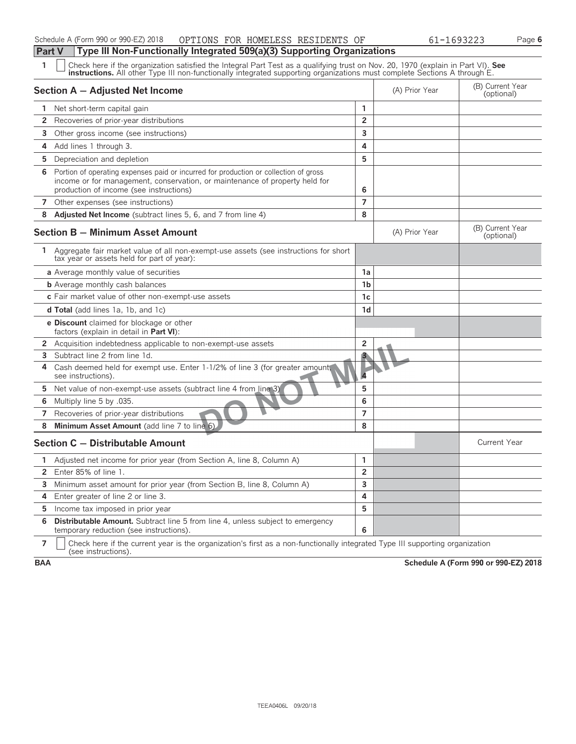Schedule A (Form 990 or 990-EZ) 2018 OPTIONS FOR HOMELESS RESIDENTS OF 61-1693223 Page **6**

## Part V Type III Non-Functionally Integrated 509(a)(3) Supporting Organizations

**1** ☐ Check here if the organization satisfied the Integral Part Test as a qualifying trust on Nov. 20, 1970 (explain in Part VI). **See instructions.** All other Type III non-functionally integrated supporting organizations must complete Sections A through E.

| Section A — Adjusted Net Income | | (A) Prior Year | (B) Current Year (optional) |
|---|---|---|---|
| **1** Net short-term capital gain | 1 | | |
| **2** Recoveries of prior-year distributions | 2 | | |
| **3** Other gross income (see instructions) | 3 | | |
| **4** Add lines 1 through 3. | 4 | | |
| **5** Depreciation and depletion | 5 | | |
| **6** Portion of operating expenses paid or incurred for production or collection of gross income or for management, conservation, or maintenance of property held for production of income (see instructions) | 6 | | |
| **7** Other expenses (see instructions) | 7 | | |
| **8** **Adjusted Net Income** (subtract lines 5, 6, and 7 from line 4) | 8 | | |

| Section B — Minimum Asset Amount | | (A) Prior Year | (B) Current Year (optional) |
|---|---|---|---|
| **1** Aggregate fair market value of all non-exempt-use assets (see instructions for short tax year or assets held for part of year): | | | |
| **a** Average monthly value of securities | 1a | | |
| **b** Average monthly cash balances | 1b | | |
| **c** Fair market value of other non-exempt-use assets | 1c | | |
| **d Total** (add lines 1a, 1b, and 1c) | 1d | | |
| **e Discount** claimed for blockage or other factors (explain in detail in **Part VI**): | | | |
| **2** Acquisition indebtedness applicable to non-exempt-use assets | 2 | | |
| **3** Subtract line 2 from line 1d. | 3 | | |
| **4** Cash deemed held for exempt use. Enter 1-1/2% of line 3 (for greater amount, see instructions). | 4 | | |
| **5** Net value of non-exempt-use assets (subtract line 4 from line 3) | 5 | | |
| **6** Multiply line 5 by .035. | 6 | | |
| **7** Recoveries of prior-year distributions | 7 | | |
| **8** **Minimum Asset Amount** (add line 7 to line 6) | 8 | | |

| Section C — Distributable Amount | | | Current Year |
|---|---|---|---|
| **1** Adjusted net income for prior year (from Section A, line 8, Column A) | 1 | | |
| **2** Enter 85% of line 1. | 2 | | |
| **3** Minimum asset amount for prior year (from Section B, line 8, Column A) | 3 | | |
| **4** Enter greater of line 2 or line 3. | 4 | | |
| **5** Income tax imposed in prior year | 5 | | |
| **6** **Distributable Amount.** Subtract line 5 from line 4, unless subject to emergency temporary reduction (see instructions). | 6 | | |

**7** ☐ Check here if the current year is the organization's first as a non-functionally integrated Type III supporting organization (see instructions).

DO NOT MAIL

**BAA** **Schedule A (Form 990 or 990-EZ) 2018**

TEEA0406L 09/20/18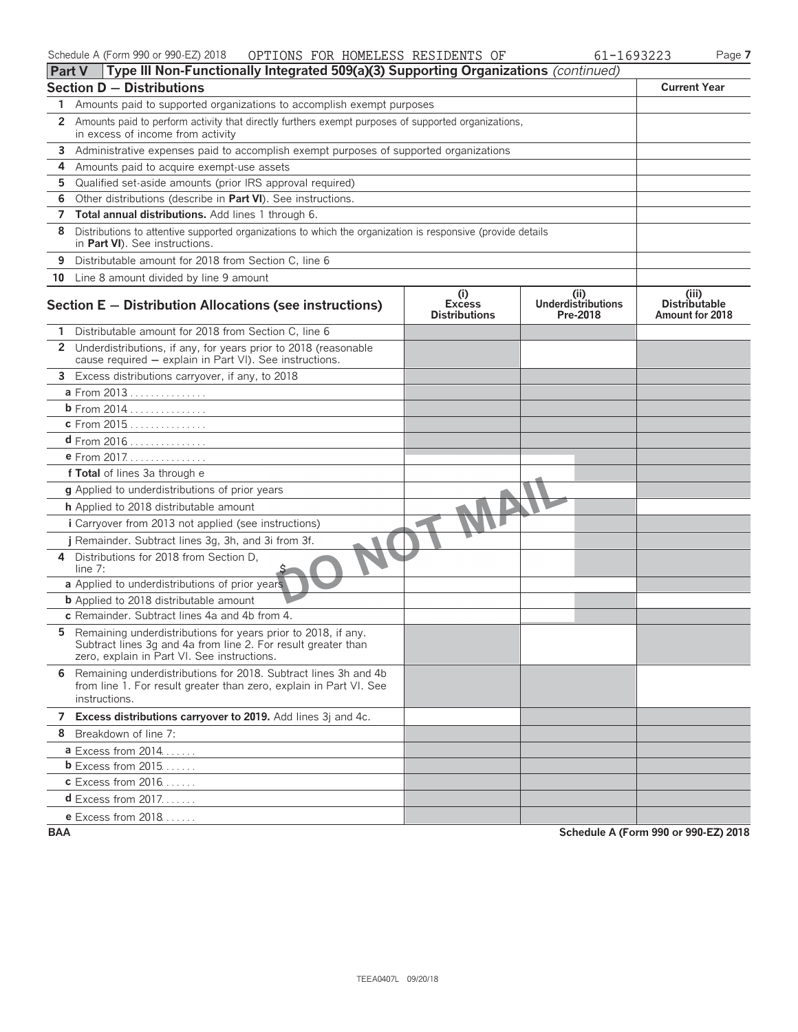## Part V — Type III Non-Functionally Integrated 509(a)(3) Supporting Organizations *(continued)*

| Section D — Distributions | | Current Year |
|---|---|---|
| 1 | Amounts paid to supported organizations to accomplish exempt purposes | |
| 2 | Amounts paid to perform activity that directly furthers exempt purposes of supported organizations, in excess of income from activity | |
| 3 | Administrative expenses paid to accomplish exempt purposes of supported organizations | |
| 4 | Amounts paid to acquire exempt-use assets | |
| 5 | Qualified set-aside amounts (prior IRS approval required) | |
| 6 | Other distributions (describe in **Part VI**). See instructions. | |
| 7 | **Total annual distributions.** Add lines 1 through 6. | |
| 8 | Distributions to attentive supported organizations to which the organization is responsive (provide details in **Part VI**). See instructions. | |
| 9 | Distributable amount for 2018 from Section C, line 6 | |
| 10 | Line 8 amount divided by line 9 amount | |

| Section E — Distribution Allocations (see instructions) | (i) Excess Distributions | (ii) Underdistributions Pre-2018 | (iii) Distributable Amount for 2018 |
|---|---|---|---|
| **1** Distributable amount for 2018 from Section C, line 6 | | | |
| **2** Underdistributions, if any, for years prior to 2018 (reasonable cause required — explain in Part VI). See instructions. | | | |
| **3** Excess distributions carryover, if any, to 2018 | | | |
| **a** From 2013 | | | |
| **b** From 2014 | | | |
| **c** From 2015 | | | |
| **d** From 2016 | | | |
| **e** From 2017 | | | |
| **f Total** of lines 3a through e | | | |
| **g** Applied to underdistributions of prior years | | | |
| **h** Applied to 2018 distributable amount | | | |
| **i** Carryover from 2013 not applied (see instructions) | | | |
| **j** Remainder. Subtract lines 3g, 3h, and 3i from 3f. | | | |
| **4** Distributions for 2018 from Section D, line 7: $ | | | |
| **a** Applied to underdistributions of prior years | | | |
| **b** Applied to 2018 distributable amount | | | |
| **c** Remainder. Subtract lines 4a and 4b from 4. | | | |
| **5** Remaining underdistributions for years prior to 2018, if any. Subtract lines 3g and 4a from line 2. For result greater than zero, explain in Part VI. See instructions. | | | |
| **6** Remaining underdistributions for 2018. Subtract lines 3h and 4b from line 1. For result greater than zero, explain in Part VI. See instructions. | | | |
| **7 Excess distributions carryover to 2019.** Add lines 3j and 4c. | | | |
| **8** Breakdown of line 7: | | | |
| **a** Excess from 2014 | | | |
| **b** Excess from 2015 | | | |
| **c** Excess from 2016 | | | |
| **d** Excess from 2017 | | | |
| **e** Excess from 2018 | | | |

DO NOT MAIL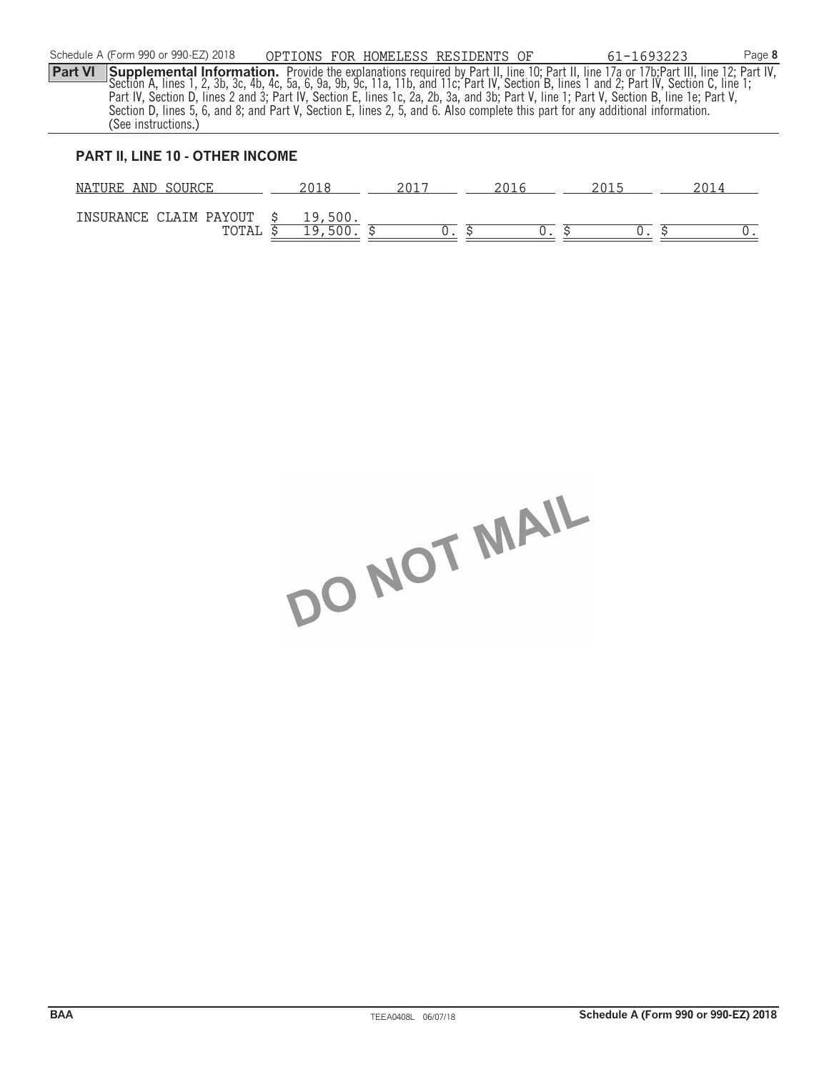Schedule A (Form 990 or 990-EZ) 2018 OPTIONS FOR HOMELESS RESIDENTS OF 61-1693223

**Part VI** **Supplemental Information.** Provide the explanations required by Part II, line 10; Part II, line 17a or 17b;Part III, line 12; Part IV, Section A, lines 1, 2, 3b, 3c, 4b, 4c, 5a, 6, 9a, 9b, 9c, 11a, 11b, and 11c; Part IV, Section B, lines 1 and 2; Part IV, Section C, line 1; Part IV, Section D, lines 2 and 3; Part IV, Section E, lines 1c, 2a, 2b, 3a, and 3b; Part V, line 1; Part V, Section B, line 1e; Part V, Section D, lines 5, 6, and 8; and Part V, Section E, lines 2, 5, and 6. Also complete this part for any additional information. (See instructions.)

## PART II, LINE 10 - OTHER INCOME

| NATURE AND SOURCE | 2018 | 2017 | 2016 | 2015 | 2014 |
|---|---|---|---|---|---|
| INSURANCE CLAIM PAYOUT | $ 19,500. | | | | |
| TOTAL | $ 19,500. | $ 0. | $ 0. | $ 0. | $ 0. |

DO NOT MAIL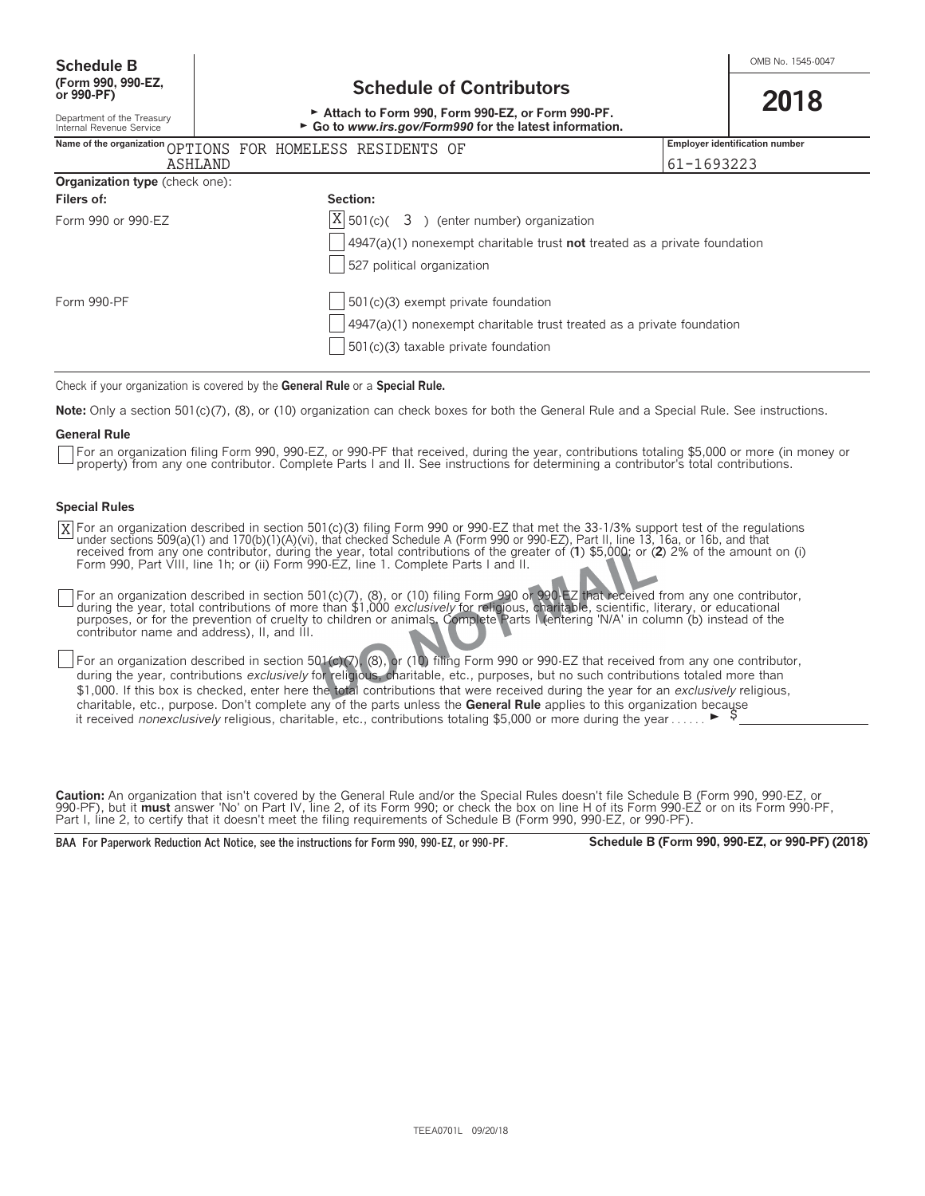**Schedule B**
**(Form 990, 990-EZ, or 990-PF)**

Department of the Treasury
Internal Revenue Service

# Schedule of Contributors

► Attach to Form 990, Form 990-EZ, or Form 990-PF.
► Go to *www.irs.gov/Form990* for the latest information.

OMB No. 1545-0047

**2018**

| Name of the organization | Employer identification number |
|---|---|
| OPTIONS FOR HOMELESS RESIDENTS OF ASHLAND | 61-1693223 |

**Organization type** (check one):

| Filers of: | Section: |
|---|---|
| Form 990 or 990-EZ | [X] 501(c)( 3 ) (enter number) organization |
| | [ ] 4947(a)(1) nonexempt charitable trust **not** treated as a private foundation |
| | [ ] 527 political organization |
| Form 990-PF | [ ] 501(c)(3) exempt private foundation |
| | [ ] 4947(a)(1) nonexempt charitable trust treated as a private foundation |
| | [ ] 501(c)(3) taxable private foundation |

Check if your organization is covered by the **General Rule** or a **Special Rule.**

**Note:** Only a section 501(c)(7), (8), or (10) organization can check boxes for both the General Rule and a Special Rule. See instructions.

**General Rule**

[ ] For an organization filing Form 990, 990-EZ, or 990-PF that received, during the year, contributions totaling $5,000 or more (in money or property) from any one contributor. Complete Parts I and II. See instructions for determining a contributor's total contributions.

**Special Rules**

[X] For an organization described in section 501(c)(3) filing Form 990 or 990-EZ that met the 33-1/3% support test of the regulations under sections 509(a)(1) and 170(b)(1)(A)(vi), that checked Schedule A (Form 990 or 990-EZ), Part II, line 13, 16a, or 16b, and that received from any one contributor, during the year, total contributions of the greater of (**1**) $5,000; or (**2**) 2% of the amount on (i) Form 990, Part VIII, line 1h; or (ii) Form 990-EZ, line 1. Complete Parts I and II.

[ ] For an organization described in section 501(c)(7), (8), or (10) filing Form 990 or 990-EZ that received from any one contributor, during the year, total contributions of more than $1,000 *exclusively* for religious, charitable, scientific, literary, or educational purposes, or for the prevention of cruelty to children or animals. Complete Parts I (entering 'N/A' in column (b) instead of the contributor name and address), II, and III.

[ ] For an organization described in section 501(c)(7), (8), or (10) filing Form 990 or 990-EZ that received from any one contributor, during the year, contributions *exclusively* for religious, charitable, etc., purposes, but no such contributions totaled more than $1,000. If this box is checked, enter here the total contributions that were received during the year for an *exclusively* religious, charitable, etc., purpose. Don't complete any of the parts unless the **General Rule** applies to this organization because it received *nonexclusively* religious, charitable, etc., contributions totaling $5,000 or more during the year . . . . . . ► $ \_\_\_\_\_\_\_\_\_\_

DO NOT MAIL

**Caution:** An organization that isn't covered by the General Rule and/or the Special Rules doesn't file Schedule B (Form 990, 990-EZ, or 990-PF), but it **must** answer 'No' on Part IV, line 2, of its Form 990; or check the box on line H of its Form 990-EZ or on its Form 990-PF, Part I, line 2, to certify that it doesn't meet the filing requirements of Schedule B (Form 990, 990-EZ, or 990-PF).

**BAA For Paperwork Reduction Act Notice, see the instructions for Form 990, 990-EZ, or 990-PF.** **Schedule B (Form 990, 990-EZ, or 990-PF) (2018)**

TEEA0701L 09/20/18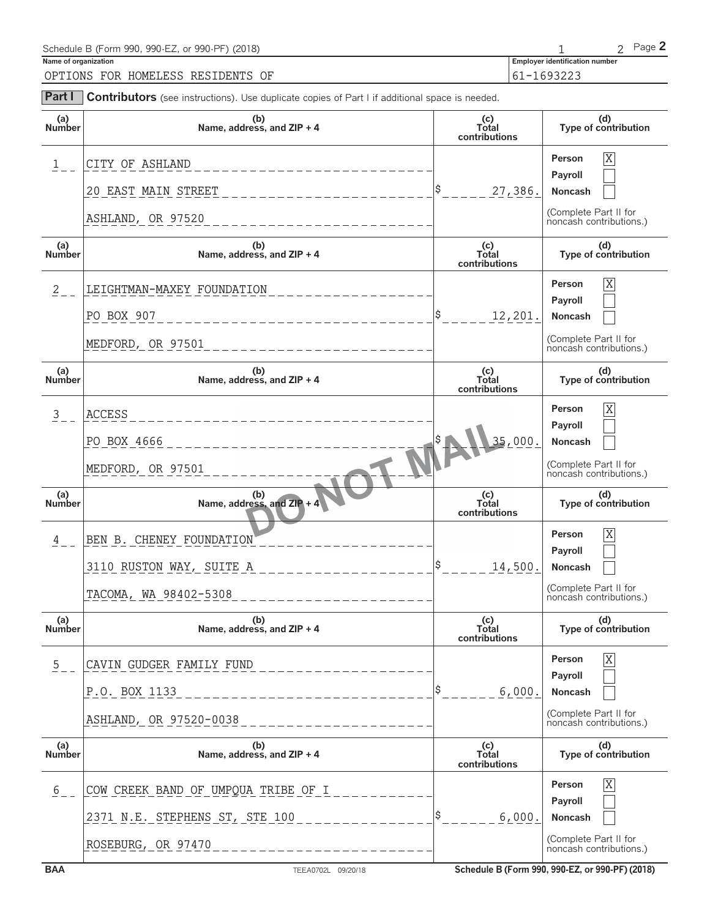Schedule B (Form 990, 990-EZ, or 990-PF) (2018) 1 2 Page **2**

**Name of organization**

OPTIONS FOR HOMELESS RESIDENTS OF

**Employer identification number**

61-1693223

**Part I** **Contributors** (see instructions). Use duplicate copies of Part I if additional space is needed.

| (a) Number | (b) Name, address, and ZIP + 4 | (c) Total contributions | (d) Type of contribution |
|---|---|---|---|
| 1 | CITY OF ASHLAND<br>20 EAST MAIN STREET<br>ASHLAND, OR 97520 | $ 27,386. | Person [X]<br>Payroll [ ]<br>Noncash [ ]<br>(Complete Part II for noncash contributions.) |
| 2 | LEIGHTMAN-MAXEY FOUNDATION<br>PO BOX 907<br>MEDFORD, OR 97501 | $ 12,201. | Person [X]<br>Payroll [ ]<br>Noncash [ ]<br>(Complete Part II for noncash contributions.) |
| 3 | ACCESS<br>PO BOX 4666<br>MEDFORD, OR 97501 | $ 35,000. | Person [X]<br>Payroll [ ]<br>Noncash [ ]<br>(Complete Part II for noncash contributions.) |
| 4 | BEN B. CHENEY FOUNDATION<br>3110 RUSTON WAY, SUITE A<br>TACOMA, WA 98402-5308 | $ 14,500. | Person [X]<br>Payroll [ ]<br>Noncash [ ]<br>(Complete Part II for noncash contributions.) |
| 5 | CAVIN GUDGER FAMILY FUND<br>P.O. BOX 1133<br>ASHLAND, OR 97520-0038 | $ 6,000. | Person [X]<br>Payroll [ ]<br>Noncash [ ]<br>(Complete Part II for noncash contributions.) |
| 6 | COW CREEK BAND OF UMPQUA TRIBE OF I<br>2371 N.E. STEPHENS ST, STE 100<br>ROSEBURG, OR 97470 | $ 6,000. | Person [X]<br>Payroll [ ]<br>Noncash [ ]<br>(Complete Part II for noncash contributions.) |

DO NOT MAIL

BAA TEEA0702L 09/20/18 Schedule B (Form 990, 990-EZ, or 990-PF) (2018)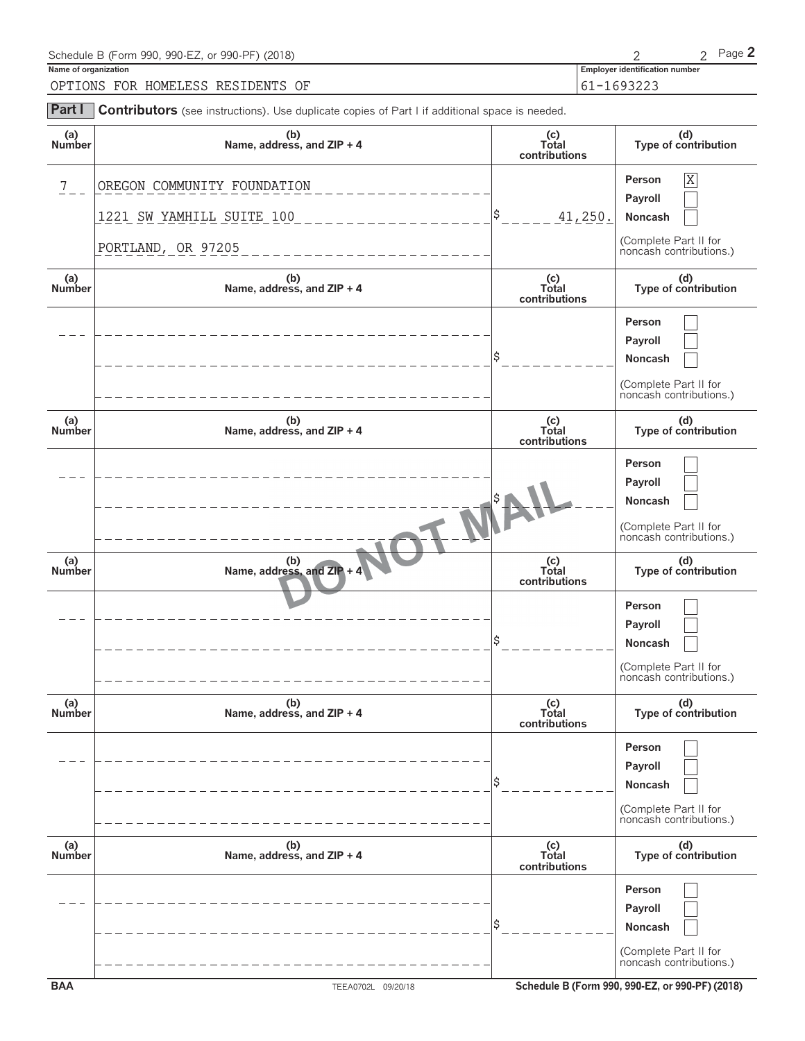Schedule B (Form 990, 990-EZ, or 990-PF) (2018) Page **2**

**Name of organization**
OPTIONS FOR HOMELESS RESIDENTS OF

**Employer identification number**
61-1693223

**Part I** **Contributors** (see instructions). Use duplicate copies of Part I if additional space is needed.

| (a) Number | (b) Name, address, and ZIP + 4 | (c) Total contributions | (d) Type of contribution |
|---|---|---|---|
| 7 | OREGON COMMUNITY FOUNDATION<br>1221 SW YAMHILL SUITE 100<br>PORTLAND, OR 97205 | $ 41,250. | Person [X]<br>Payroll [ ]<br>Noncash [ ]<br>(Complete Part II for noncash contributions.) |
| | | $ | Person [ ]<br>Payroll [ ]<br>Noncash [ ]<br>(Complete Part II for noncash contributions.) |
| | | $ | Person [ ]<br>Payroll [ ]<br>Noncash [ ]<br>(Complete Part II for noncash contributions.) |
| | | $ | Person [ ]<br>Payroll [ ]<br>Noncash [ ]<br>(Complete Part II for noncash contributions.) |
| | | $ | Person [ ]<br>Payroll [ ]<br>Noncash [ ]<br>(Complete Part II for noncash contributions.) |
| | | $ | Person [ ]<br>Payroll [ ]<br>Noncash [ ]<br>(Complete Part II for noncash contributions.) |

DO NOT MAIL

BAA TEEA0702L 09/20/18 Schedule B (Form 990, 990-EZ, or 990-PF) (2018)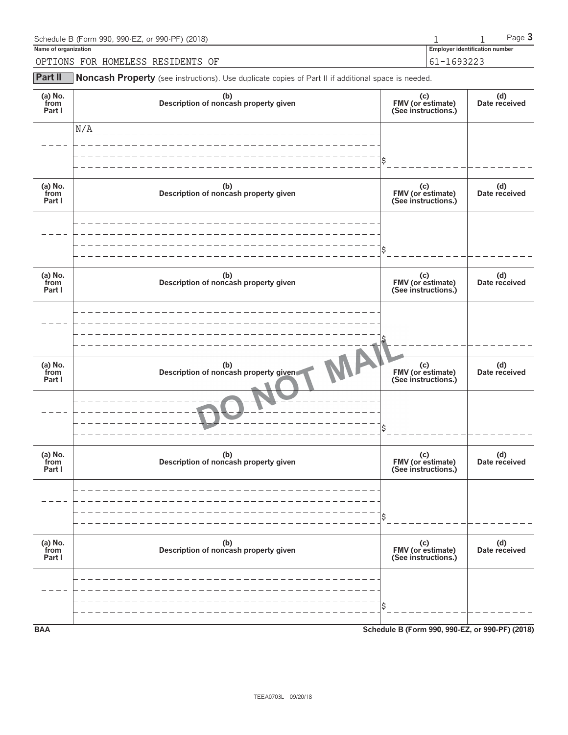Schedule B (Form 990, 990-EZ, or 990-PF) (2018) Page **3**

**Name of organization**

OPTIONS FOR HOMELESS RESIDENTS OF

**Employer identification number**

61-1693223

**Part II** **Noncash Property** (see instructions). Use duplicate copies of Part II if additional space is needed.

| (a) No. from Part I | (b) Description of noncash property given | (c) FMV (or estimate) (See instructions.) | (d) Date received |
|---|---|---|---|
| | N/A | $ | |

| (a) No. from Part I | (b) Description of noncash property given | (c) FMV (or estimate) (See instructions.) | (d) Date received |
|---|---|---|---|
| | | $ | |

| (a) No. from Part I | (b) Description of noncash property given | (c) FMV (or estimate) (See instructions.) | (d) Date received |
|---|---|---|---|
| | | $ | |

| (a) No. from Part I | (b) Description of noncash property given | (c) FMV (or estimate) (See instructions.) | (d) Date received |
|---|---|---|---|
| | | $ | |

| (a) No. from Part I | (b) Description of noncash property given | (c) FMV (or estimate) (See instructions.) | (d) Date received |
|---|---|---|---|
| | | $ | |

| (a) No. from Part I | (b) Description of noncash property given | (c) FMV (or estimate) (See instructions.) | (d) Date received |
|---|---|---|---|
| | | $ | |

DO NOT MAIL

BAA Schedule B (Form 990, 990-EZ, or 990-PF) (2018)

TEEA0703L 09/20/18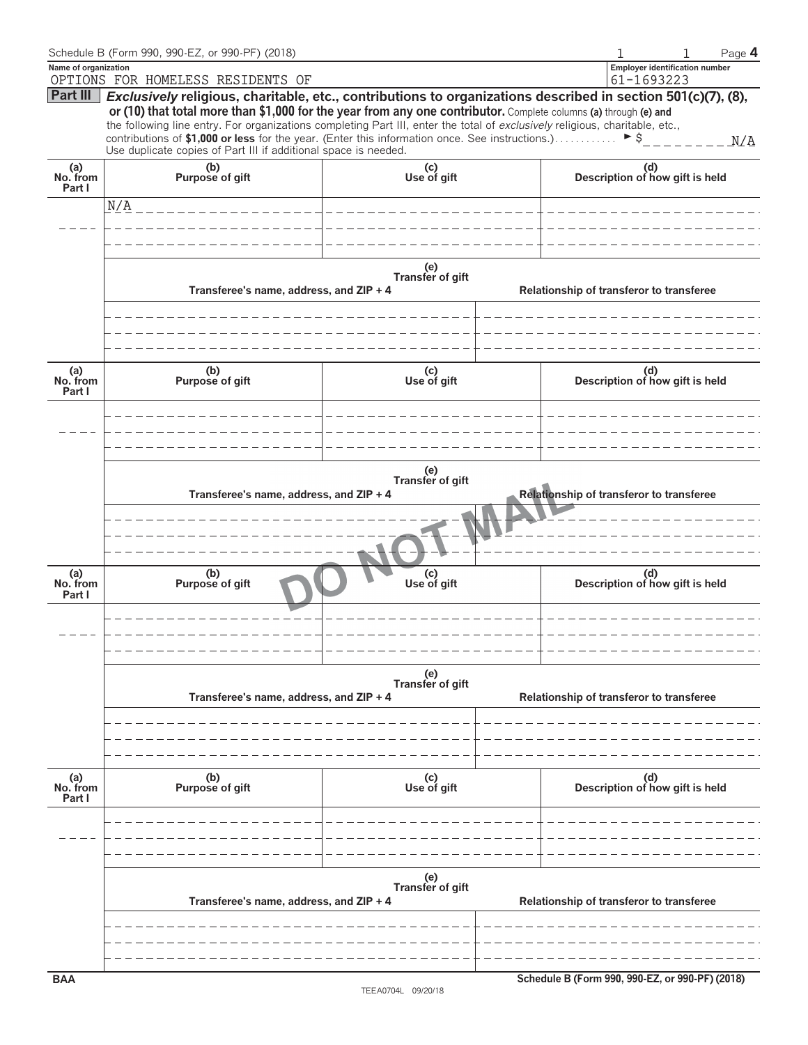Schedule B (Form 990, 990-EZ, or 990-PF) (2018) Page **4**

**Name of organization**
OPTIONS FOR HOMELESS RESIDENTS OF

**Employer identification number**
61-1693223

**Part III** ***Exclusively*** **religious, charitable, etc., contributions to organizations described in section 501(c)(7), (8), or (10) that total more than $1,000 for the year from any one contributor.** Complete columns **(a)** through **(e)** and the following line entry. For organizations completing Part III, enter the total of *exclusively* religious, charitable, etc., contributions of **$1,000 or less** for the year. (Enter this information once. See instructions.) ► $ N/A

Use duplicate copies of Part III if additional space is needed.

| (a) No. from Part I | (b) Purpose of gift | (c) Use of gift | (d) Description of how gift is held |
|---|---|---|---|
| | N/A | | |

| (e) Transfer of gift | |
|---|---|
| Transferee's name, address, and ZIP + 4 | Relationship of transferor to transferee |
| | |

| (a) No. from Part I | (b) Purpose of gift | (c) Use of gift | (d) Description of how gift is held |
|---|---|---|---|
| | | | |

| (e) Transfer of gift | |
|---|---|
| Transferee's name, address, and ZIP + 4 | Relationship of transferor to transferee |
| | |

DO NOT MAIL

| (a) No. from Part I | (b) Purpose of gift | (c) Use of gift | (d) Description of how gift is held |
|---|---|---|---|
| | | | |

| (e) Transfer of gift | |
|---|---|
| Transferee's name, address, and ZIP + 4 | Relationship of transferor to transferee |
| | |

| (a) No. from Part I | (b) Purpose of gift | (c) Use of gift | (d) Description of how gift is held |
|---|---|---|---|
| | | | |

| (e) Transfer of gift | |
|---|---|
| Transferee's name, address, and ZIP + 4 | Relationship of transferor to transferee |
| | |

BAA Schedule B (Form 990, 990-EZ, or 990-PF) (2018)

TEEA0704L 09/20/18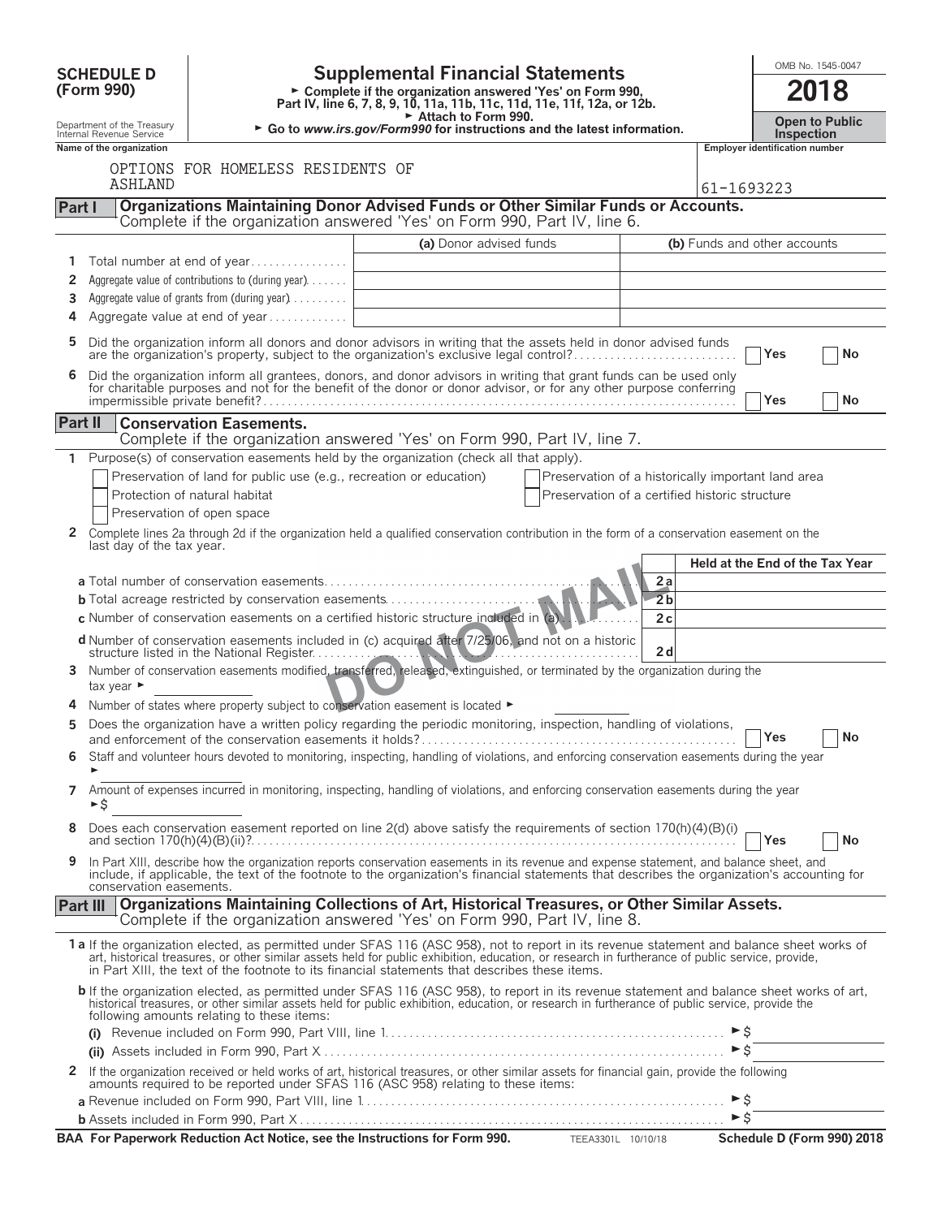**SCHEDULE D (Form 990)**

Department of the Treasury
Internal Revenue Service

# Supplemental Financial Statements

► Complete if the organization answered 'Yes' on Form 990, Part IV, line 6, 7, 8, 9, 10, 11a, 11b, 11c, 11d, 11e, 11f, 12a, or 12b.
► Attach to Form 990.
► Go to *www.irs.gov/Form990* for instructions and the latest information.

OMB No. 1545-0047

**2018**

**Open to Public Inspection**

Name of the organization: OPTIONS FOR HOMELESS RESIDENTS OF ASHLAND

Employer identification number: 61-1693223

## Part I Organizations Maintaining Donor Advised Funds or Other Similar Funds or Accounts.

Complete if the organization answered 'Yes' on Form 990, Part IV, line 6.

| | | (a) Donor advised funds | (b) Funds and other accounts |
|---|---|---|---|
| 1 | Total number at end of year | | |
| 2 | Aggregate value of contributions to (during year) | | |
| 3 | Aggregate value of grants from (during year) | | |
| 4 | Aggregate value at end of year | | |

5 Did the organization inform all donors and donor advisors in writing that the assets held in donor advised funds are the organization's property, subject to the organization's exclusive legal control? ☐ Yes ☐ No

6 Did the organization inform all grantees, donors, and donor advisors in writing that grant funds can be used only for charitable purposes and not for the benefit of the donor or donor advisor, or for any other purpose conferring impermissible private benefit? ☐ Yes ☐ No

## Part II Conservation Easements.

Complete if the organization answered 'Yes' on Form 990, Part IV, line 7.

1 Purpose(s) of conservation easements held by the organization (check all that apply).

- ☐ Preservation of land for public use (e.g., recreation or education)
- ☐ Protection of natural habitat
- ☐ Preservation of open space
- ☐ Preservation of a historically important land area
- ☐ Preservation of a certified historic structure

2 Complete lines 2a through 2d if the organization held a qualified conservation contribution in the form of a conservation easement on the last day of the tax year.

| | | Held at the End of the Tax Year |
|---|---|---|
| a Total number of conservation easements | 2a | |
| b Total acreage restricted by conservation easements | 2b | |
| c Number of conservation easements on a certified historic structure included in (a) | 2c | |
| d Number of conservation easements included in (c) acquired after 7/25/06, and not on a historic structure listed in the National Register | 2d | |

3 Number of conservation easements modified, transferred, released, extinguished, or terminated by the organization during the tax year ►

4 Number of states where property subject to conservation easement is located ►

5 Does the organization have a written policy regarding the periodic monitoring, inspection, handling of violations, and enforcement of the conservation easements it holds? ☐ Yes ☐ No

6 Staff and volunteer hours devoted to monitoring, inspecting, handling of violations, and enforcing conservation easements during the year ►

7 Amount of expenses incurred in monitoring, inspecting, handling of violations, and enforcing conservation easements during the year ►$

8 Does each conservation easement reported on line 2(d) above satisfy the requirements of section 170(h)(4)(B)(i) and section 170(h)(4)(B)(ii)? ☐ Yes ☐ No

9 In Part XIII, describe how the organization reports conservation easements in its revenue and expense statement, and balance sheet, and include, if applicable, the text of the footnote to the organization's financial statements that describes the organization's accounting for conservation easements.

## Part III Organizations Maintaining Collections of Art, Historical Treasures, or Other Similar Assets.

Complete if the organization answered 'Yes' on Form 990, Part IV, line 8.

1a If the organization elected, as permitted under SFAS 116 (ASC 958), not to report in its revenue statement and balance sheet works of art, historical treasures, or other similar assets held for public exhibition, education, or research in furtherance of public service, provide, in Part XIII, the text of the footnote to its financial statements that describes these items.

b If the organization elected, as permitted under SFAS 116 (ASC 958), to report in its revenue statement and balance sheet works of art, historical treasures, or other similar assets held for public exhibition, education, or research in furtherance of public service, provide the following amounts relating to these items:

(i) Revenue included on Form 990, Part VIII, line 1 ►$

(ii) Assets included in Form 990, Part X ►$

2 If the organization received or held works of art, historical treasures, or other similar assets for financial gain, provide the following amounts required to be reported under SFAS 116 (ASC 958) relating to these items:

a Revenue included on Form 990, Part VIII, line 1 ►$

b Assets included in Form 990, Part X ►$

BAA For Paperwork Reduction Act Notice, see the Instructions for Form 990. TEEA3301L 10/10/18 Schedule D (Form 990) 2018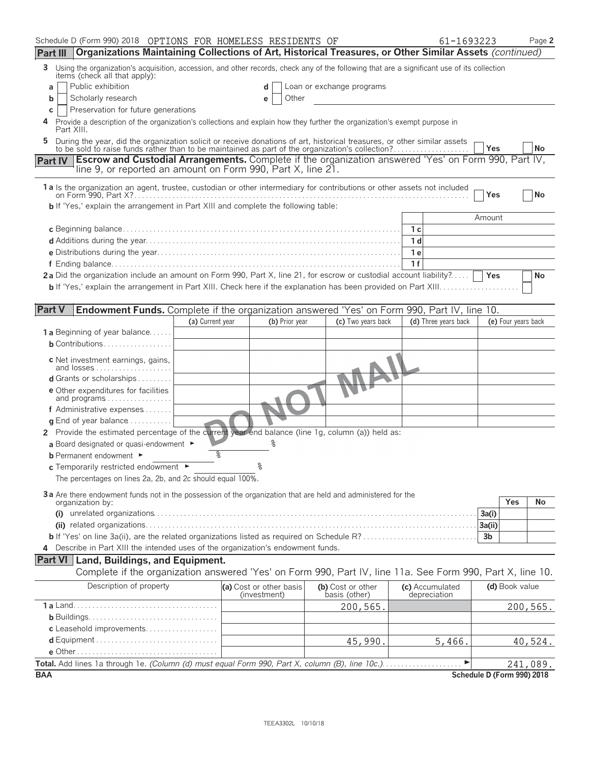Schedule D (Form 990) 2018 OPTIONS FOR HOMELESS RESIDENTS OF 61-1693223 Page 2

**Part III Organizations Maintaining Collections of Art, Historical Treasures, or Other Similar Assets** *(continued)*

3 Using the organization's acquisition, accession, and other records, check any of the following that are a significant use of its collection items (check all that apply):

a ☐ Public exhibition
b ☐ Scholarly research
c ☐ Preservation for future generations
d ☐ Loan or exchange programs
e ☐ Other

4 Provide a description of the organization's collections and explain how they further the organization's exempt purpose in Part XIII.

5 During the year, did the organization solicit or receive donations of art, historical treasures, or other similar assets to be sold to raise funds rather than to be maintained as part of the organization's collection? ☐ Yes ☐ No

**Part IV Escrow and Custodial Arrangements.** Complete if the organization answered 'Yes' on Form 990, Part IV, line 9, or reported an amount on Form 990, Part X, line 21.

1a Is the organization an agent, trustee, custodian or other intermediary for contributions or other assets not included on Form 990, Part X? ☐ Yes ☐ No

b If 'Yes,' explain the arrangement in Part XIII and complete the following table:

| | | Amount |
|---|---|---|
| c Beginning balance | 1c | |
| d Additions during the year | 1d | |
| e Distributions during the year | 1e | |
| f Ending balance | 1f | |

2a Did the organization include an amount on Form 990, Part X, line 21, for escrow or custodial account liability? ☐ Yes ☐ No

b If 'Yes,' explain the arrangement in Part XIII. Check here if the explanation has been provided on Part XIII ☐

**Part V Endowment Funds.** Complete if the organization answered 'Yes' on Form 990, Part IV, line 10.

| | (a) Current year | (b) Prior year | (c) Two years back | (d) Three years back | (e) Four years back |
|---|---|---|---|---|---|
| 1a Beginning of year balance | | | | | |
| b Contributions | | | | | |
| c Net investment earnings, gains, and losses | | | | | |
| d Grants or scholarships | | | | | |
| e Other expenditures for facilities and programs | | | | | |
| f Administrative expenses | | | | | |
| g End of year balance | | | | | |

DO NOT MAIL

2 Provide the estimated percentage of the current year end balance (line 1g, column (a)) held as:

a Board designated or quasi-endowment ► %

b Permanent endowment ► %

c Temporarily restricted endowment ► %

The percentages on lines 2a, 2b, and 2c should equal 100%.

3a Are there endowment funds not in the possession of the organization that are held and administered for the organization by:

| | | Yes | No |
|---|---|---|---|
| (i) unrelated organizations | 3a(i) | | |
| (ii) related organizations | 3a(ii) | | |
| b If 'Yes' on line 3a(ii), are the related organizations listed as required on Schedule R? | 3b | | |

4 Describe in Part XIII the intended uses of the organization's endowment funds.

**Part VI Land, Buildings, and Equipment.**

Complete if the organization answered 'Yes' on Form 990, Part IV, line 11a. See Form 990, Part X, line 10.

| Description of property | (a) Cost or other basis (investment) | (b) Cost or other basis (other) | (c) Accumulated depreciation | (d) Book value |
|---|---|---|---|---|
| 1a Land | | 200,565. | | 200,565. |
| b Buildings | | | | |
| c Leasehold improvements | | | | |
| d Equipment | | 45,990. | 5,466. | 40,524. |
| e Other | | | | |
| **Total.** Add lines 1a through 1e. *(Column (d) must equal Form 990, Part X, column (B), line 10c.)* ► | | | | 241,089. |

BAA Schedule D (Form 990) 2018

TEEA3302L 10/10/18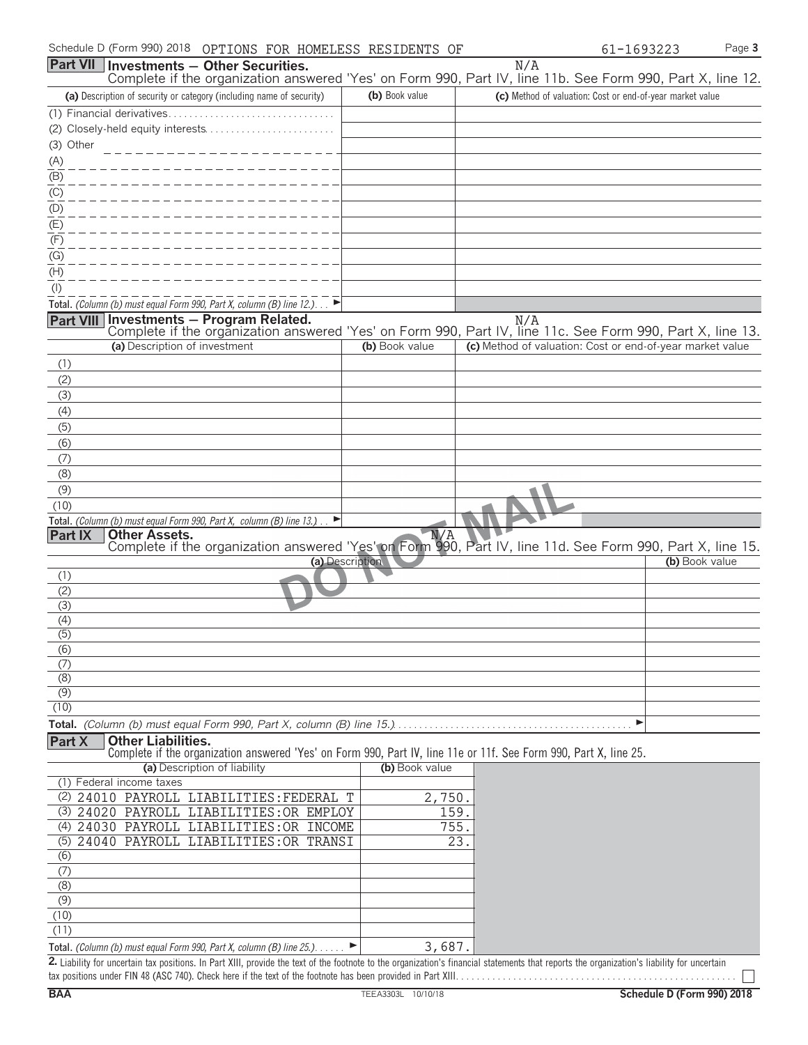Schedule D (Form 990) 2018 OPTIONS FOR HOMELESS RESIDENTS OF 61-1693223

## Part VII Investments — Other Securities.

N/A

Complete if the organization answered 'Yes' on Form 990, Part IV, line 11b. See Form 990, Part X, line 12.

| (a) Description of security or category (including name of security) | (b) Book value | (c) Method of valuation: Cost or end-of-year market value |
|---|---|---|
| (1) Financial derivatives | | |
| (2) Closely-held equity interests | | |
| (3) Other | | |
| (A) | | |
| (B) | | |
| (C) | | |
| (D) | | |
| (E) | | |
| (F) | | |
| (G) | | |
| (H) | | |
| (I) | | |
| **Total.** *(Column (b) must equal Form 990, Part X, column (B) line 12.)* ► | | |

## Part VIII Investments — Program Related.

N/A

Complete if the organization answered 'Yes' on Form 990, Part IV, line 11c. See Form 990, Part X, line 13.

| (a) Description of investment | (b) Book value | (c) Method of valuation: Cost or end-of-year market value |
|---|---|---|
| (1) | | |
| (2) | | |
| (3) | | |
| (4) | | |
| (5) | | |
| (6) | | |
| (7) | | |
| (8) | | |
| (9) | | |
| (10) | | |
| **Total.** *(Column (b) must equal Form 990, Part X, column (B) line 13.)* ► | | |

## Part IX Other Assets.

N/A

Complete if the organization answered 'Yes' on Form 990, Part IV, line 11d. See Form 990, Part X, line 15.

| (a) Description | (b) Book value |
|---|---|
| (1) | |
| (2) | |
| (3) | |
| (4) | |
| (5) | |
| (6) | |
| (7) | |
| (8) | |
| (9) | |
| (10) | |
| **Total.** *(Column (b) must equal Form 990, Part X, column (B) line 15.)* ► | |

## Part X Other Liabilities.

Complete if the organization answered 'Yes' on Form 990, Part IV, line 11e or 11f. See Form 990, Part X, line 25.

| (a) Description of liability | (b) Book value |
|---|---|
| (1) Federal income taxes | |
| (2) 24010 PAYROLL LIABILITIES:FEDERAL T | 2,750. |
| (3) 24020 PAYROLL LIABILITIES:OR EMPLOY | 159. |
| (4) 24030 PAYROLL LIABILITIES:OR INCOME | 755. |
| (5) 24040 PAYROLL LIABILITIES:OR TRANSI | 23. |
| (6) | |
| (7) | |
| (8) | |
| (9) | |
| (10) | |
| (11) | |
| **Total.** *(Column (b) must equal Form 990, Part X, column (B) line 25.)* ► | 3,687. |

**2.** Liability for uncertain tax positions. In Part XIII, provide the text of the footnote to the organization's financial statements that reports the organization's liability for uncertain tax positions under FIN 48 (ASC 740). Check here if the text of the footnote has been provided in Part XIII ☐

BAA TEEA3303L 10/10/18 Schedule D (Form 990) 2018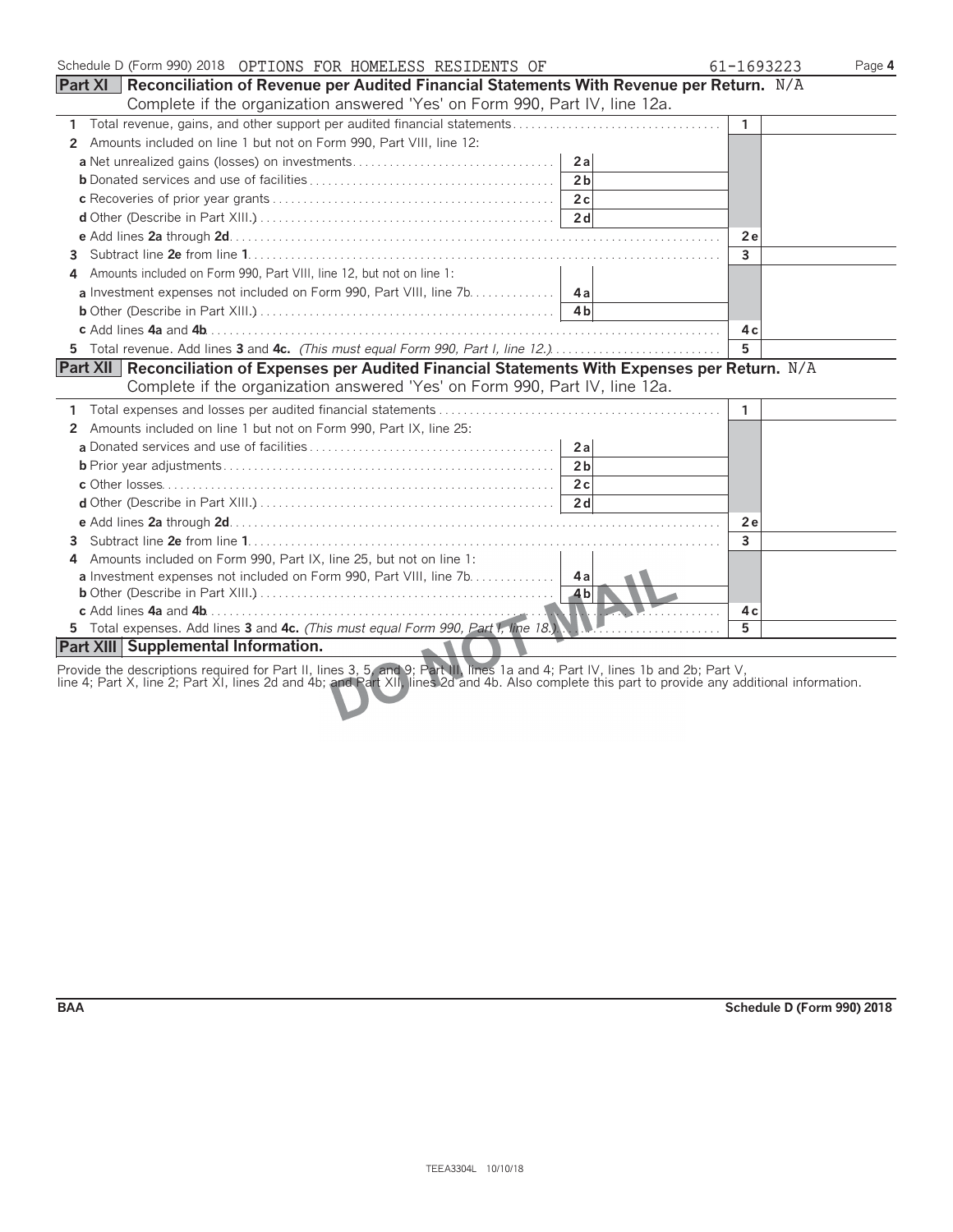Schedule D (Form 990) 2018 OPTIONS FOR HOMELESS RESIDENTS OF 61-1693223

## Part XI Reconciliation of Revenue per Audited Financial Statements With Revenue per Return. N/A

Complete if the organization answered 'Yes' on Form 990, Part IV, line 12a.

| | | | | |
|---|---|---|---|---|
| **1** | Total revenue, gains, and other support per audited financial statements | | 1 | |
| **2** | Amounts included on line 1 but not on Form 990, Part VIII, line 12: | | | |
| **a** | Net unrealized gains (losses) on investments | 2a | | |
| **b** | Donated services and use of facilities | 2b | | |
| **c** | Recoveries of prior year grants | 2c | | |
| **d** | Other (Describe in Part XIII.) | 2d | | |
| **e** | Add lines **2a** through **2d** | | 2e | |
| **3** | Subtract line **2e** from line **1** | | 3 | |
| **4** | Amounts included on Form 990, Part VIII, line 12, but not on line 1: | | | |
| **a** | Investment expenses not included on Form 990, Part VIII, line 7b | 4a | | |
| **b** | Other (Describe in Part XIII.) | 4b | | |
| **c** | Add lines **4a** and **4b** | | 4c | |
| **5** | Total revenue. Add lines **3** and **4c.** *(This must equal Form 990, Part I, line 12.)* | | 5 | |

## Part XII Reconciliation of Expenses per Audited Financial Statements With Expenses per Return. N/A

Complete if the organization answered 'Yes' on Form 990, Part IV, line 12a.

| | | | | |
|---|---|---|---|---|
| **1** | Total expenses and losses per audited financial statements | | 1 | |
| **2** | Amounts included on line 1 but not on Form 990, Part IX, line 25: | | | |
| **a** | Donated services and use of facilities | 2a | | |
| **b** | Prior year adjustments | 2b | | |
| **c** | Other losses | 2c | | |
| **d** | Other (Describe in Part XIII.) | 2d | | |
| **e** | Add lines **2a** through **2d** | | 2e | |
| **3** | Subtract line **2e** from line **1** | | 3 | |
| **4** | Amounts included on Form 990, Part IX, line 25, but not on line 1: | | | |
| **a** | Investment expenses not included on Form 990, Part VIII, line 7b | 4a | | |
| **b** | Other (Describe in Part XIII.) | 4b | | |
| **c** | Add lines **4a** and **4b** | | 4c | |
| **5** | Total expenses. Add lines **3** and **4c.** *(This must equal Form 990, Part I, line 18.)* | | 5 | |

## Part XIII Supplemental Information.

Provide the descriptions required for Part II, lines 3, 5, and 9; Part III, lines 1a and 4; Part IV, lines 1b and 2b; Part V, line 4; Part X, line 2; Part XI, lines 2d and 4b; and Part XII, lines 2d and 4b. Also complete this part to provide any additional information.

DO NOT MAIL

BAA Schedule D (Form 990) 2018

TEEA3304L 10/10/18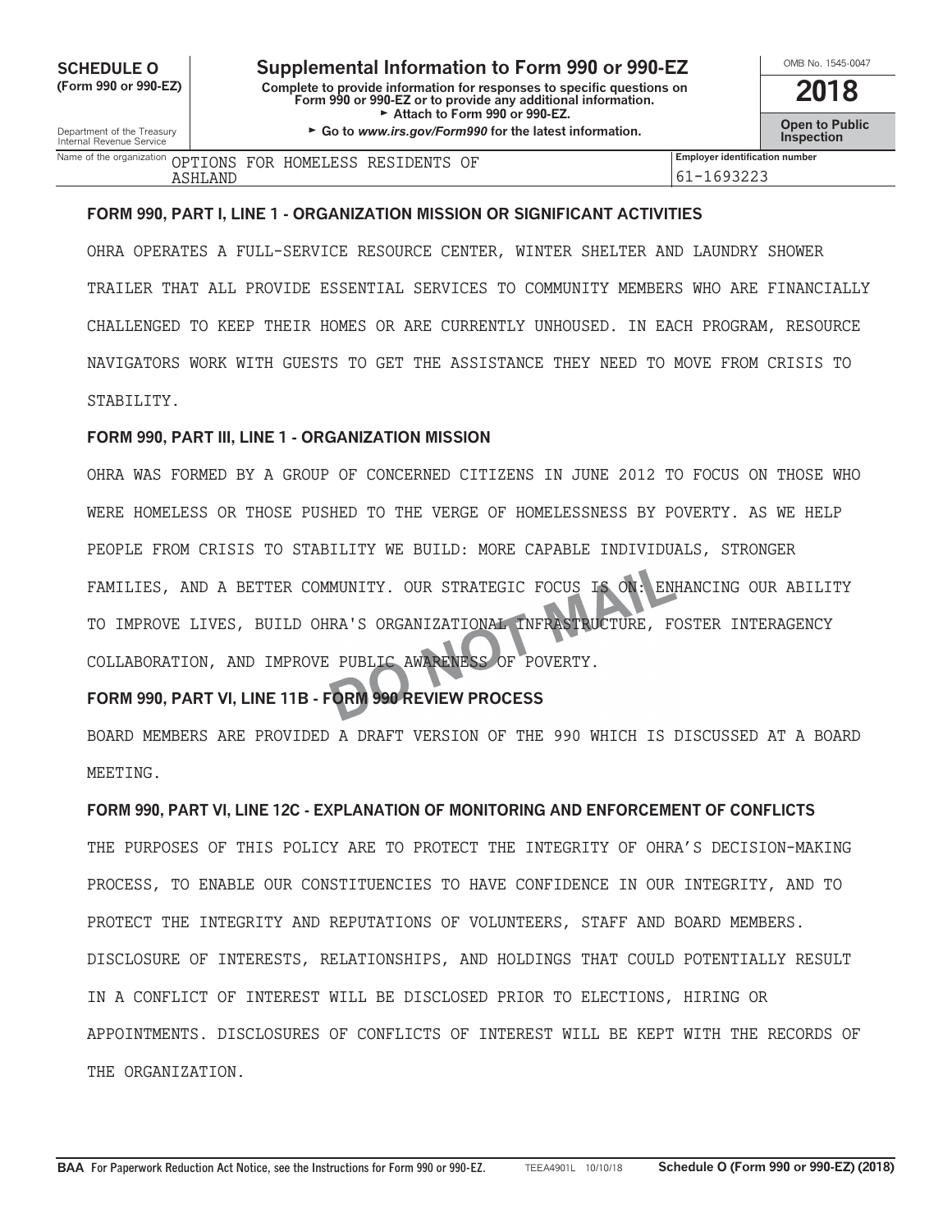**SCHEDULE O (Form 990 or 990-EZ)**

Department of the Treasury
Internal Revenue Service

# Supplemental Information to Form 990 or 990-EZ

**Complete to provide information for responses to specific questions on Form 990 or 990-EZ or to provide any additional information.**
► Attach to Form 990 or 990-EZ.
► Go to *www.irs.gov/Form990* for the latest information.

OMB No. 1545-0047

**2018**

**Open to Public Inspection**

| Name of the organization | Employer identification number |
|---|---|
| OPTIONS FOR HOMELESS RESIDENTS OF ASHLAND | 61-1693223 |

**FORM 990, PART I, LINE 1 - ORGANIZATION MISSION OR SIGNIFICANT ACTIVITIES**

OHRA OPERATES A FULL-SERVICE RESOURCE CENTER, WINTER SHELTER AND LAUNDRY SHOWER TRAILER THAT ALL PROVIDE ESSENTIAL SERVICES TO COMMUNITY MEMBERS WHO ARE FINANCIALLY CHALLENGED TO KEEP THEIR HOMES OR ARE CURRENTLY UNHOUSED. IN EACH PROGRAM, RESOURCE NAVIGATORS WORK WITH GUESTS TO GET THE ASSISTANCE THEY NEED TO MOVE FROM CRISIS TO STABILITY.

**FORM 990, PART III, LINE 1 - ORGANIZATION MISSION**

OHRA WAS FORMED BY A GROUP OF CONCERNED CITIZENS IN JUNE 2012 TO FOCUS ON THOSE WHO WERE HOMELESS OR THOSE PUSHED TO THE VERGE OF HOMELESSNESS BY POVERTY. AS WE HELP PEOPLE FROM CRISIS TO STABILITY WE BUILD: MORE CAPABLE INDIVIDUALS, STRONGER FAMILIES, AND A BETTER COMMUNITY. OUR STRATEGIC FOCUS IS ON: ENHANCING OUR ABILITY TO IMPROVE LIVES, BUILD OHRA'S ORGANIZATIONAL INFRASTRUCTURE, FOSTER INTERAGENCY COLLABORATION, AND IMPROVE PUBLIC AWARENESS OF POVERTY.

**FORM 990, PART VI, LINE 11B - FORM 990 REVIEW PROCESS**

BOARD MEMBERS ARE PROVIDED A DRAFT VERSION OF THE 990 WHICH IS DISCUSSED AT A BOARD MEETING.

**FORM 990, PART VI, LINE 12C - EXPLANATION OF MONITORING AND ENFORCEMENT OF CONFLICTS**

THE PURPOSES OF THIS POLICY ARE TO PROTECT THE INTEGRITY OF OHRA'S DECISION-MAKING PROCESS, TO ENABLE OUR CONSTITUENCIES TO HAVE CONFIDENCE IN OUR INTEGRITY, AND TO PROTECT THE INTEGRITY AND REPUTATIONS OF VOLUNTEERS, STAFF AND BOARD MEMBERS. DISCLOSURE OF INTERESTS, RELATIONSHIPS, AND HOLDINGS THAT COULD POTENTIALLY RESULT IN A CONFLICT OF INTEREST WILL BE DISCLOSED PRIOR TO ELECTIONS, HIRING OR APPOINTMENTS. DISCLOSURES OF CONFLICTS OF INTEREST WILL BE KEPT WITH THE RECORDS OF THE ORGANIZATION.

DO NOT MAIL

**BAA** For Paperwork Reduction Act Notice, see the Instructions for Form 990 or 990-EZ. TEEA4901L 10/10/18 **Schedule O (Form 990 or 990-EZ) (2018)**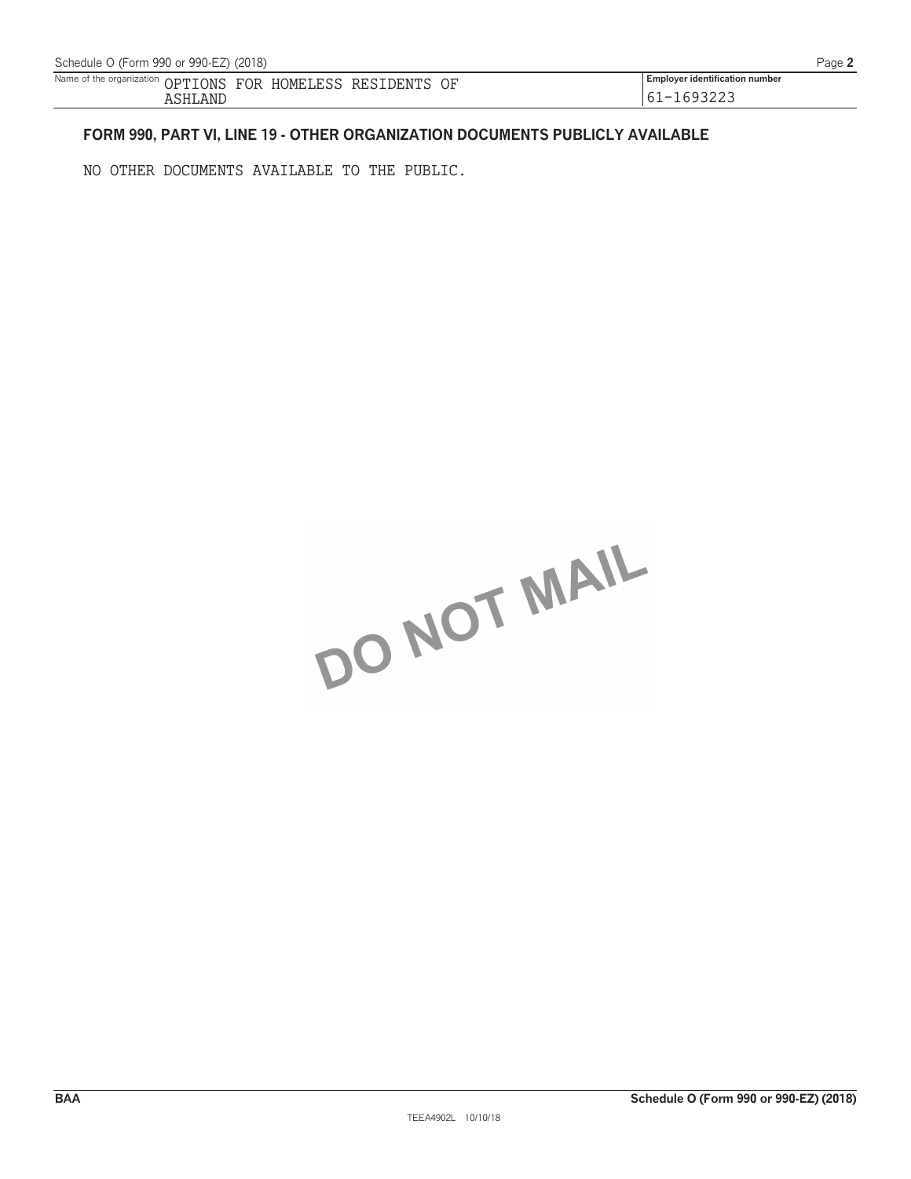Name of the organization OPTIONS FOR HOMELESS RESIDENTS OF ASHLAND

Employer identification number 61-1693223

## FORM 990, PART VI, LINE 19 - OTHER ORGANIZATION DOCUMENTS PUBLICLY AVAILABLE

NO OTHER DOCUMENTS AVAILABLE TO THE PUBLIC.

DO NOT MAIL

BAA

Schedule O (Form 990 or 990-EZ) (2018)

TEEA4902L 10/10/18